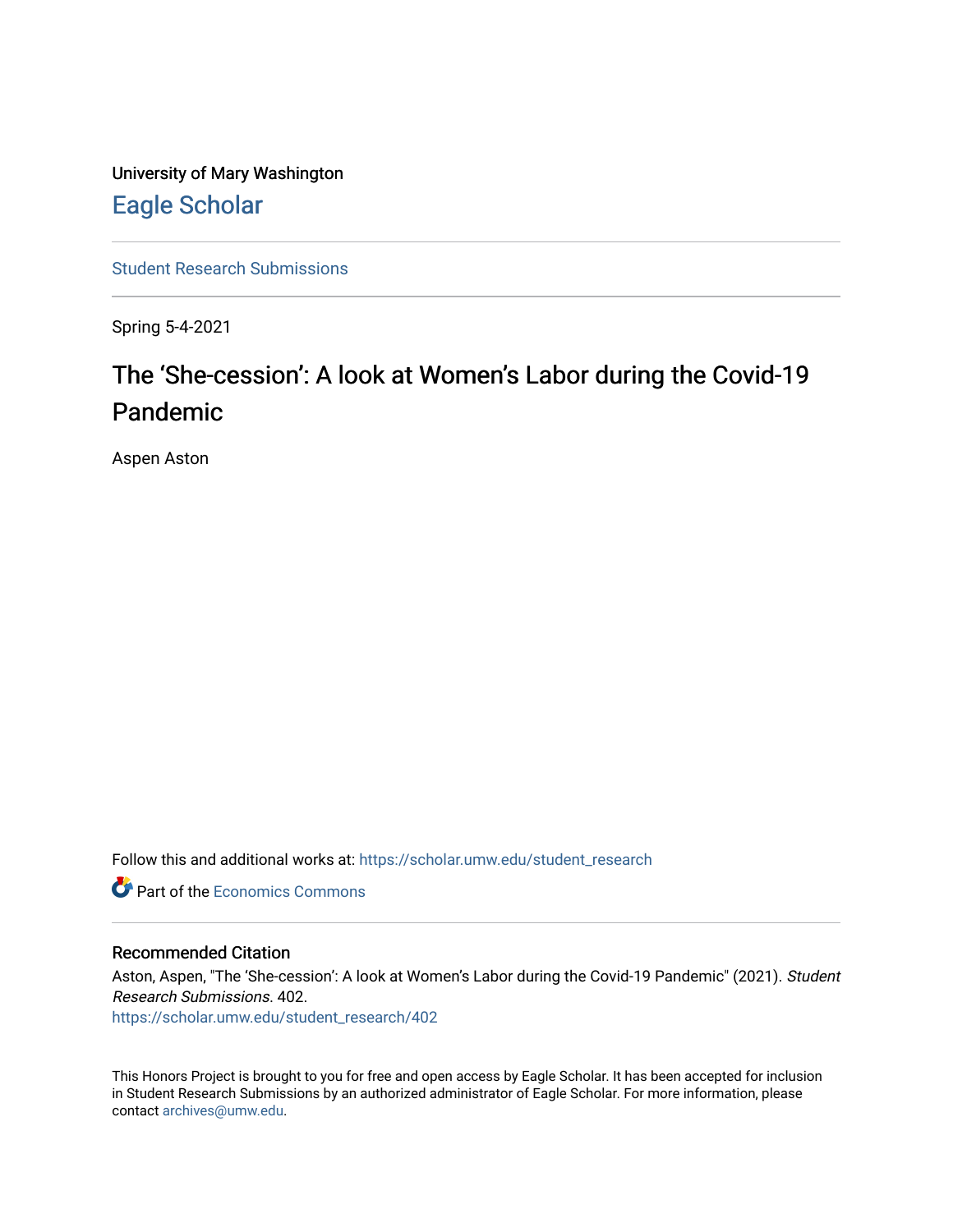University of Mary Washington

Eagle Scholar

Student Research Submissions

Spring 5-4-2021

# The 'She-cession': A look at Women's Labor during the Covid-19 Pandemic

Aspen Aston

Follow this and additional works at: https://scholar.umw.edu/student_research

Part of the Economics Commons

## Recommended Citation

Aston, Aspen, "The 'She-cession': A look at Women's Labor during the Covid-19 Pandemic" (2021). *Student Research Submissions*. 402.
https://scholar.umw.edu/student_research/402

This Honors Project is brought to you for free and open access by Eagle Scholar. It has been accepted for inclusion in Student Research Submissions by an authorized administrator of Eagle Scholar. For more information, please contact archives@umw.edu.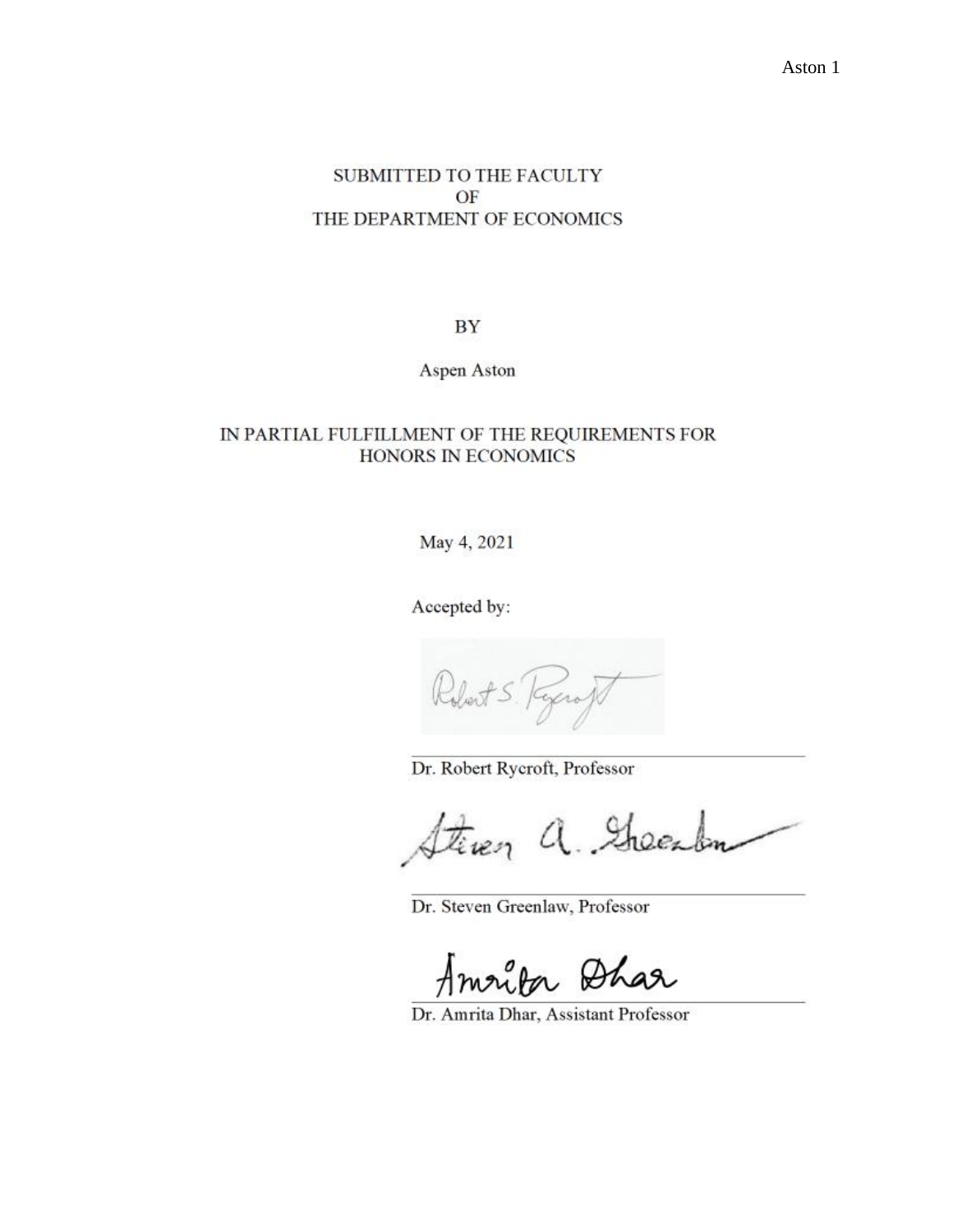SUBMITTED TO THE FACULTY
OF
THE DEPARTMENT OF ECONOMICS

BY

Aspen Aston

IN PARTIAL FULFILLMENT OF THE REQUIREMENTS FOR
HONORS IN ECONOMICS

May 4, 2021

Accepted by:

Dr. Robert Rycroft, Professor

Dr. Steven Greenlaw, Professor

Dr. Amrita Dhar, Assistant Professor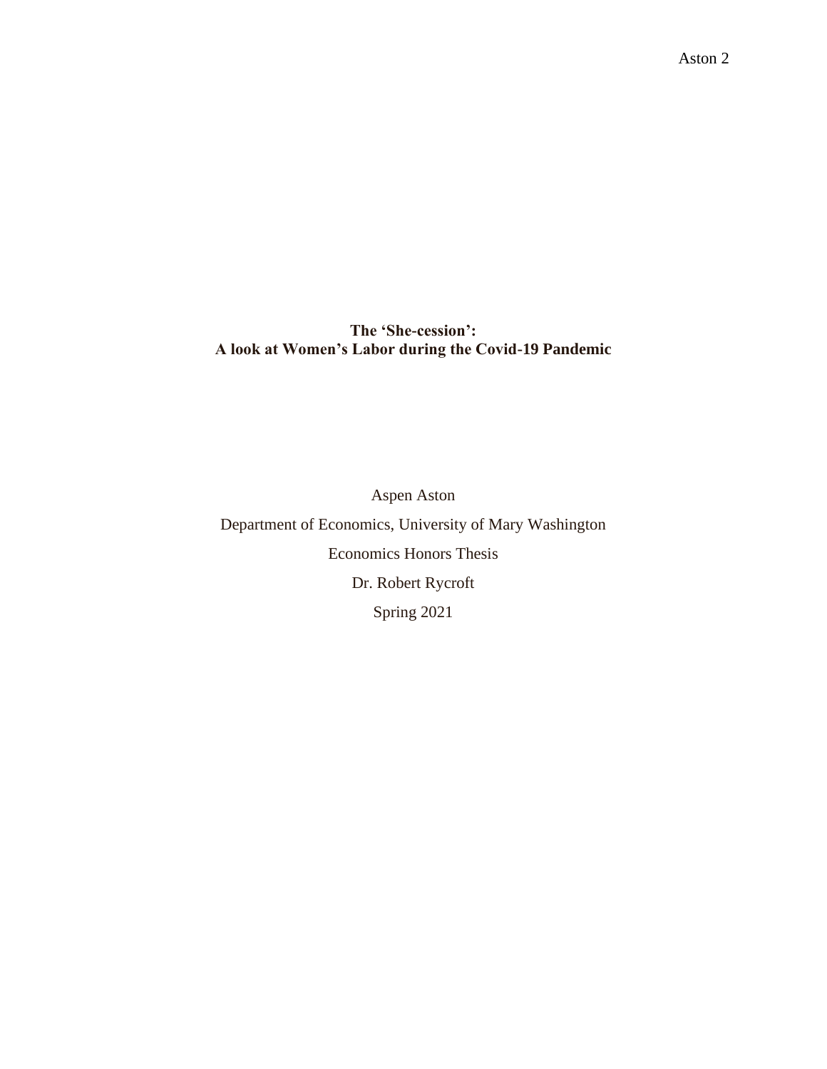# The 'She-cession': A look at Women's Labor during the Covid-19 Pandemic

Aspen Aston

Department of Economics, University of Mary Washington

Economics Honors Thesis

Dr. Robert Rycroft

Spring 2021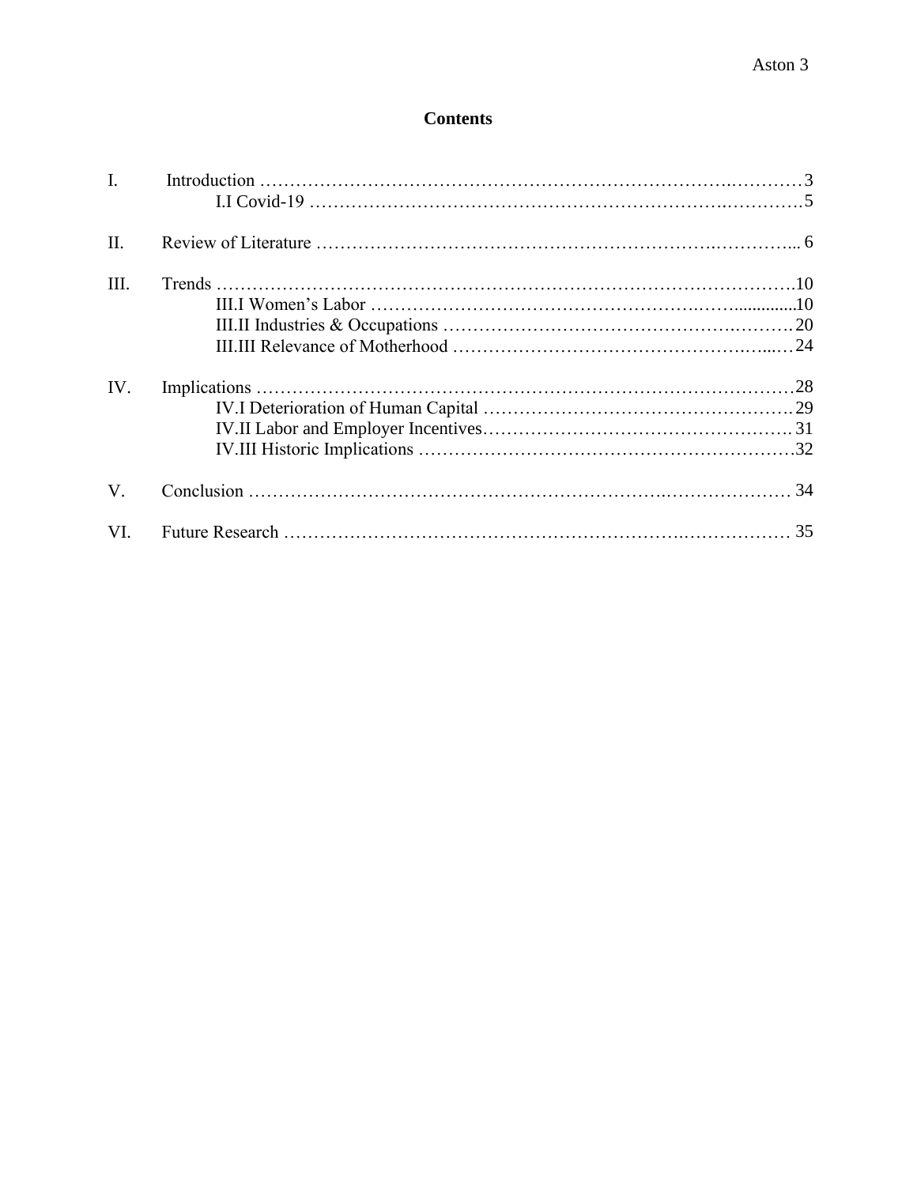# Contents

I. Introduction …………………………………………………………………………3

  I.I Covid-19 ……………………………………………………………………5

II. Review of Literature …………………………………………………………… 6

III. Trends ……………………………………………………………………………10

  III.I Women's Labor ……………………………………………………………10

  III.II Industries & Occupations ………………………………………………20

  III.III Relevance of Motherhood ………………………………………………24

IV. Implications ……………………………………………………………………28

  IV.I Deterioration of Human Capital …………………………………………29

  IV.II Labor and Employer Incentives……………………………………………31

  IV.III Historic Implications ……………………………………………………32

V. Conclusion …………………………………………………………………… 34

VI. Future Research ……………………………………………………………… 35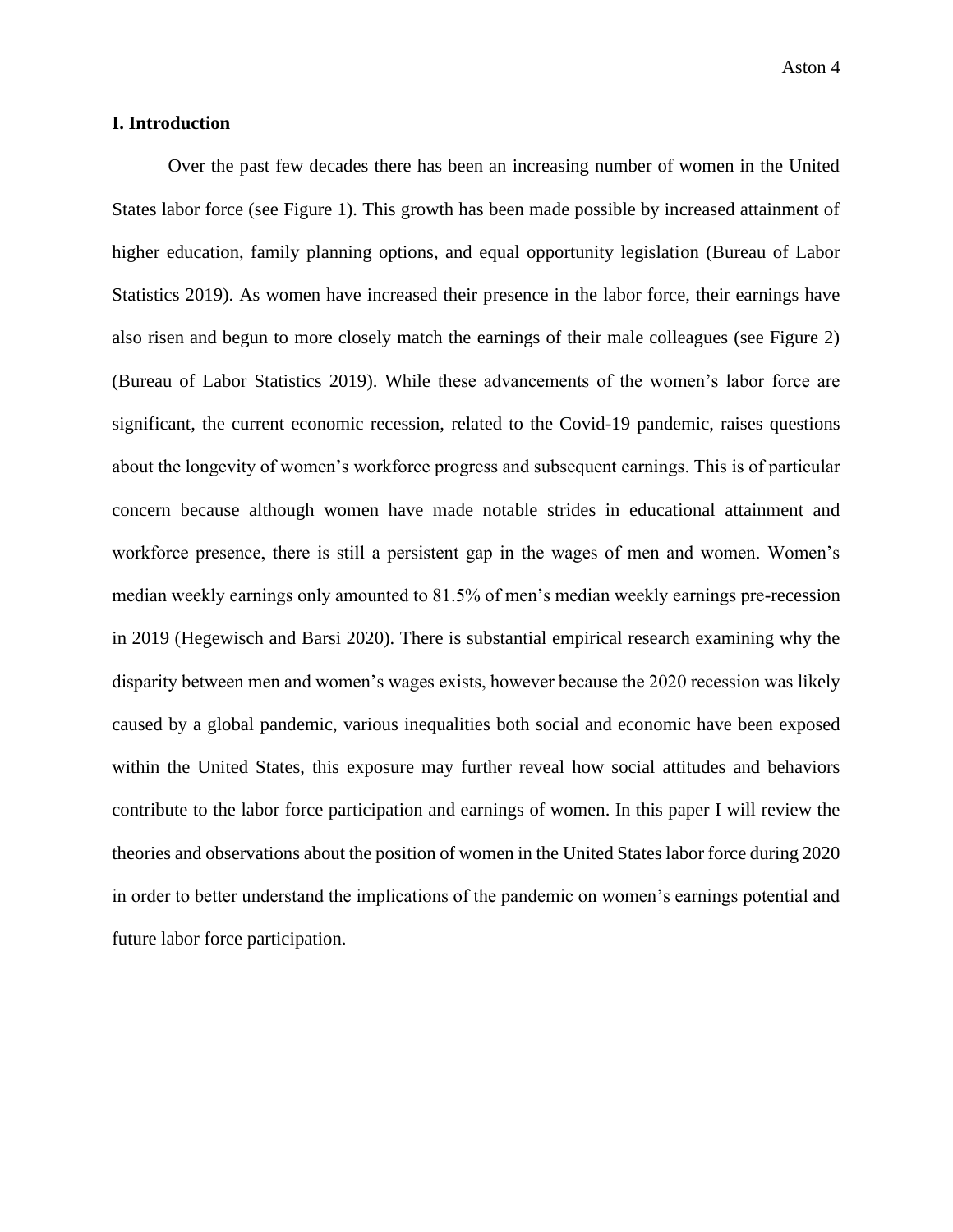## I. Introduction

Over the past few decades there has been an increasing number of women in the United States labor force (see Figure 1). This growth has been made possible by increased attainment of higher education, family planning options, and equal opportunity legislation (Bureau of Labor Statistics 2019). As women have increased their presence in the labor force, their earnings have also risen and begun to more closely match the earnings of their male colleagues (see Figure 2) (Bureau of Labor Statistics 2019). While these advancements of the women's labor force are significant, the current economic recession, related to the Covid-19 pandemic, raises questions about the longevity of women's workforce progress and subsequent earnings. This is of particular concern because although women have made notable strides in educational attainment and workforce presence, there is still a persistent gap in the wages of men and women. Women's median weekly earnings only amounted to 81.5% of men's median weekly earnings pre-recession in 2019 (Hegewisch and Barsi 2020). There is substantial empirical research examining why the disparity between men and women's wages exists, however because the 2020 recession was likely caused by a global pandemic, various inequalities both social and economic have been exposed within the United States, this exposure may further reveal how social attitudes and behaviors contribute to the labor force participation and earnings of women. In this paper I will review the theories and observations about the position of women in the United States labor force during 2020 in order to better understand the implications of the pandemic on women's earnings potential and future labor force participation.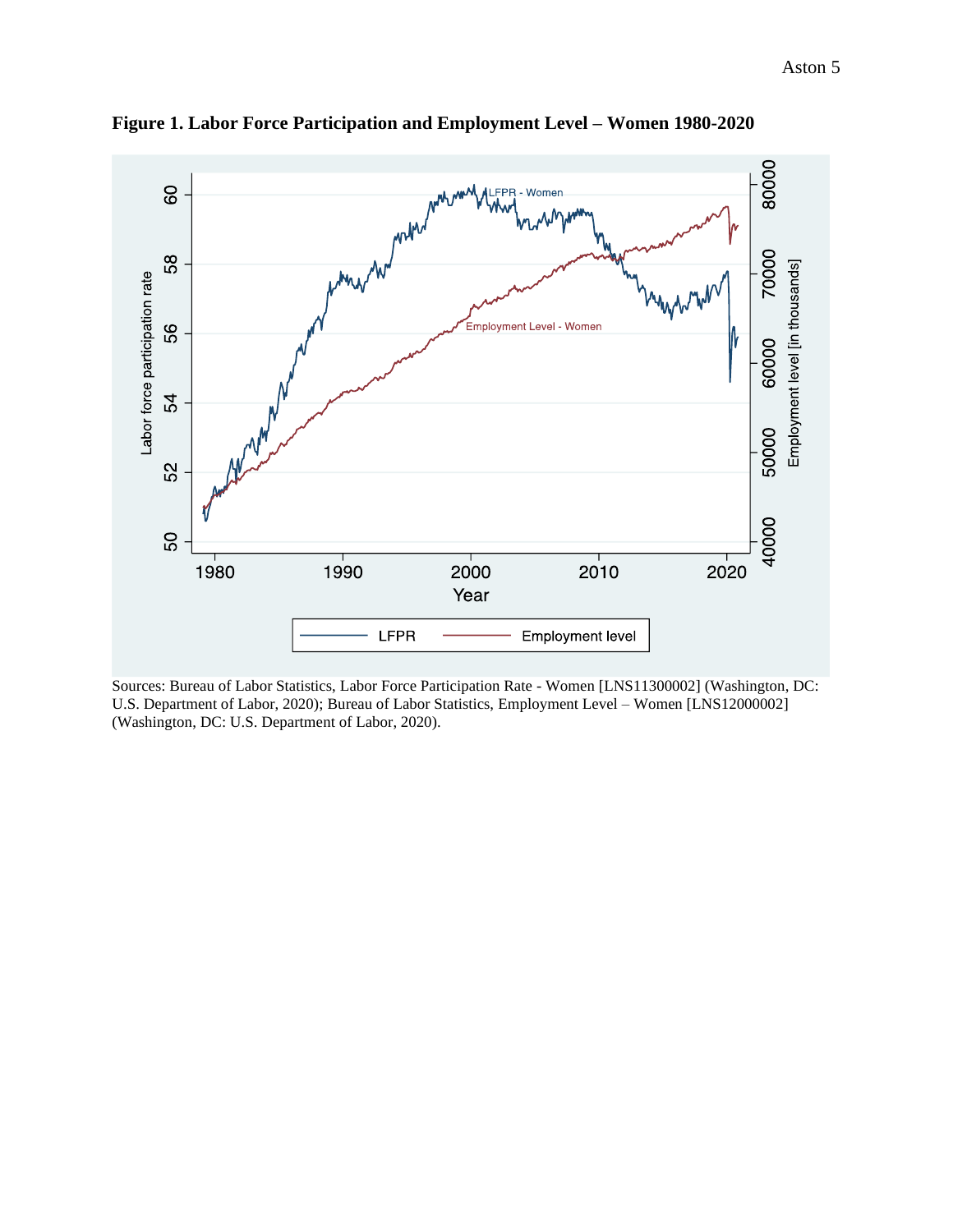**Figure 1. Labor Force Participation and Employment Level – Women 1980-2020**

Sources: Bureau of Labor Statistics, Labor Force Participation Rate - Women [LNS11300002] (Washington, DC: U.S. Department of Labor, 2020); Bureau of Labor Statistics, Employment Level – Women [LNS12000002] (Washington, DC: U.S. Department of Labor, 2020).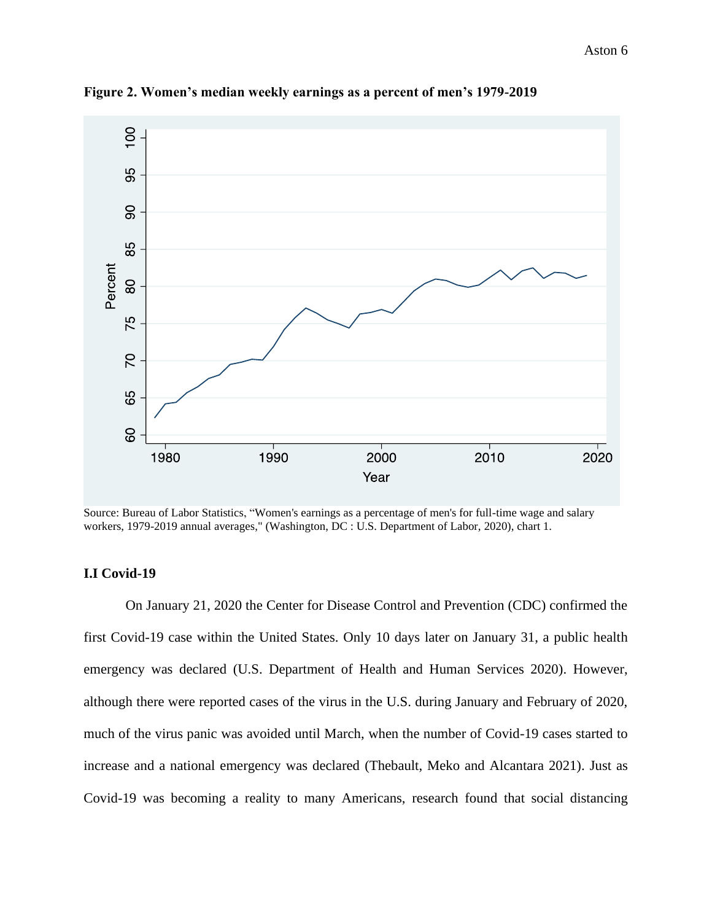**Figure 2. Women's median weekly earnings as a percent of men's 1979-2019**

Source: Bureau of Labor Statistics, "Women's earnings as a percentage of men's for full-time wage and salary workers, 1979-2019 annual averages," (Washington, DC : U.S. Department of Labor, 2020), chart 1.

### I.I Covid-19

On January 21, 2020 the Center for Disease Control and Prevention (CDC) confirmed the first Covid-19 case within the United States. Only 10 days later on January 31, a public health emergency was declared (U.S. Department of Health and Human Services 2020). However, although there were reported cases of the virus in the U.S. during January and February of 2020, much of the virus panic was avoided until March, when the number of Covid-19 cases started to increase and a national emergency was declared (Thebault, Meko and Alcantara 2021). Just as Covid-19 was becoming a reality to many Americans, research found that social distancing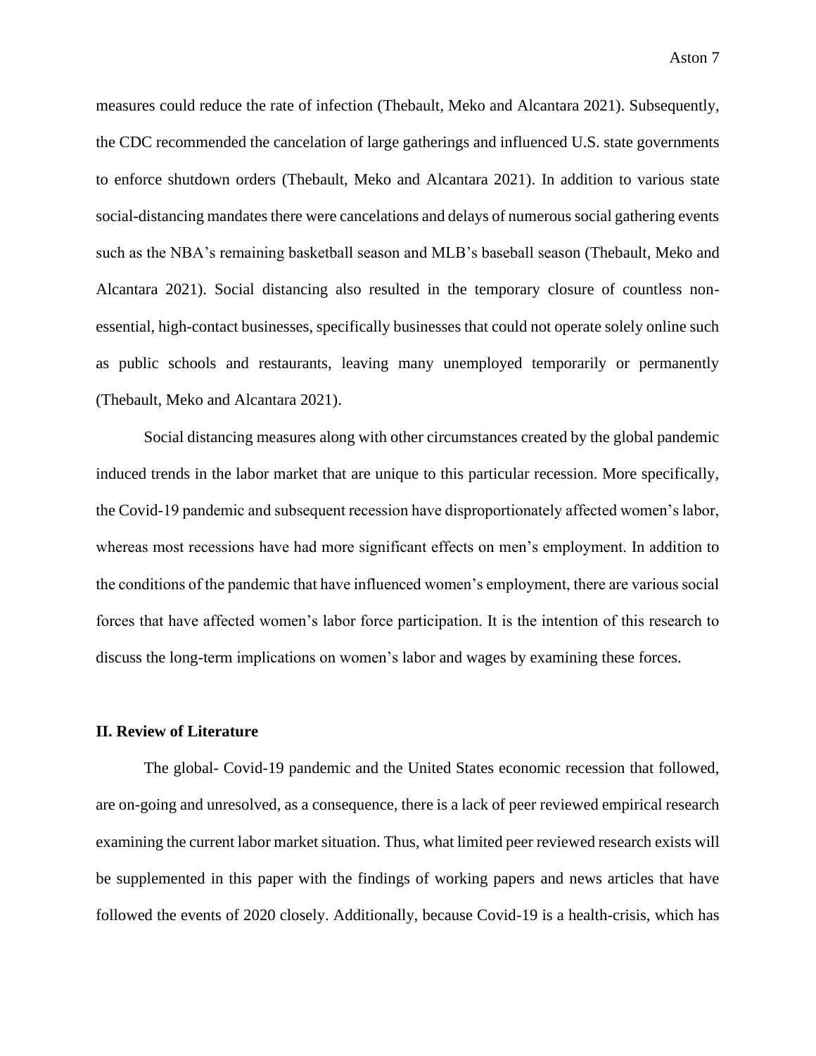measures could reduce the rate of infection (Thebault, Meko and Alcantara 2021). Subsequently, the CDC recommended the cancelation of large gatherings and influenced U.S. state governments to enforce shutdown orders (Thebault, Meko and Alcantara 2021). In addition to various state social-distancing mandates there were cancelations and delays of numerous social gathering events such as the NBA's remaining basketball season and MLB's baseball season (Thebault, Meko and Alcantara 2021). Social distancing also resulted in the temporary closure of countless non-essential, high-contact businesses, specifically businesses that could not operate solely online such as public schools and restaurants, leaving many unemployed temporarily or permanently (Thebault, Meko and Alcantara 2021).

Social distancing measures along with other circumstances created by the global pandemic induced trends in the labor market that are unique to this particular recession. More specifically, the Covid-19 pandemic and subsequent recession have disproportionately affected women's labor, whereas most recessions have had more significant effects on men's employment. In addition to the conditions of the pandemic that have influenced women's employment, there are various social forces that have affected women's labor force participation. It is the intention of this research to discuss the long-term implications on women's labor and wages by examining these forces.

## II. Review of Literature

The global- Covid-19 pandemic and the United States economic recession that followed, are on-going and unresolved, as a consequence, there is a lack of peer reviewed empirical research examining the current labor market situation. Thus, what limited peer reviewed research exists will be supplemented in this paper with the findings of working papers and news articles that have followed the events of 2020 closely. Additionally, because Covid-19 is a health-crisis, which has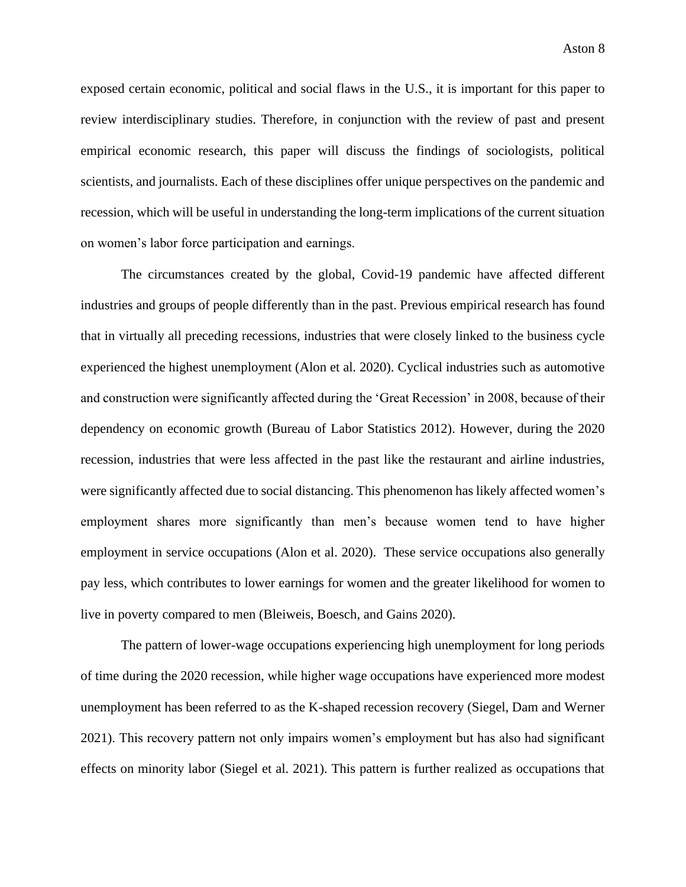exposed certain economic, political and social flaws in the U.S., it is important for this paper to review interdisciplinary studies. Therefore, in conjunction with the review of past and present empirical economic research, this paper will discuss the findings of sociologists, political scientists, and journalists. Each of these disciplines offer unique perspectives on the pandemic and recession, which will be useful in understanding the long-term implications of the current situation on women's labor force participation and earnings.

The circumstances created by the global, Covid-19 pandemic have affected different industries and groups of people differently than in the past. Previous empirical research has found that in virtually all preceding recessions, industries that were closely linked to the business cycle experienced the highest unemployment (Alon et al. 2020). Cyclical industries such as automotive and construction were significantly affected during the 'Great Recession' in 2008, because of their dependency on economic growth (Bureau of Labor Statistics 2012). However, during the 2020 recession, industries that were less affected in the past like the restaurant and airline industries, were significantly affected due to social distancing. This phenomenon has likely affected women's employment shares more significantly than men's because women tend to have higher employment in service occupations (Alon et al. 2020). These service occupations also generally pay less, which contributes to lower earnings for women and the greater likelihood for women to live in poverty compared to men (Bleiweis, Boesch, and Gains 2020).

The pattern of lower-wage occupations experiencing high unemployment for long periods of time during the 2020 recession, while higher wage occupations have experienced more modest unemployment has been referred to as the K-shaped recession recovery (Siegel, Dam and Werner 2021). This recovery pattern not only impairs women's employment but has also had significant effects on minority labor (Siegel et al. 2021). This pattern is further realized as occupations that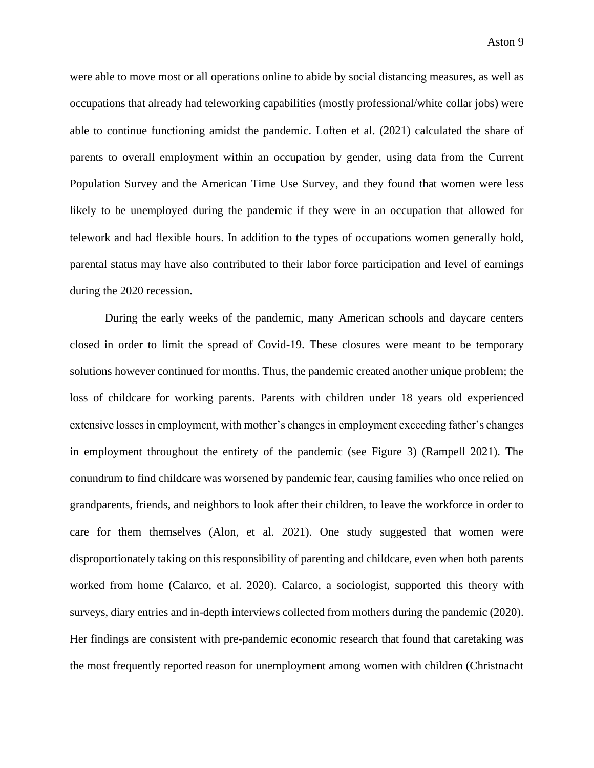were able to move most or all operations online to abide by social distancing measures, as well as occupations that already had teleworking capabilities (mostly professional/white collar jobs) were able to continue functioning amidst the pandemic. Loften et al. (2021) calculated the share of parents to overall employment within an occupation by gender, using data from the Current Population Survey and the American Time Use Survey, and they found that women were less likely to be unemployed during the pandemic if they were in an occupation that allowed for telework and had flexible hours. In addition to the types of occupations women generally hold, parental status may have also contributed to their labor force participation and level of earnings during the 2020 recession.

During the early weeks of the pandemic, many American schools and daycare centers closed in order to limit the spread of Covid-19. These closures were meant to be temporary solutions however continued for months. Thus, the pandemic created another unique problem; the loss of childcare for working parents. Parents with children under 18 years old experienced extensive losses in employment, with mother's changes in employment exceeding father's changes in employment throughout the entirety of the pandemic (see Figure 3) (Rampell 2021). The conundrum to find childcare was worsened by pandemic fear, causing families who once relied on grandparents, friends, and neighbors to look after their children, to leave the workforce in order to care for them themselves (Alon, et al. 2021). One study suggested that women were disproportionately taking on this responsibility of parenting and childcare, even when both parents worked from home (Calarco, et al. 2020). Calarco, a sociologist, supported this theory with surveys, diary entries and in-depth interviews collected from mothers during the pandemic (2020). Her findings are consistent with pre-pandemic economic research that found that caretaking was the most frequently reported reason for unemployment among women with children (Christnacht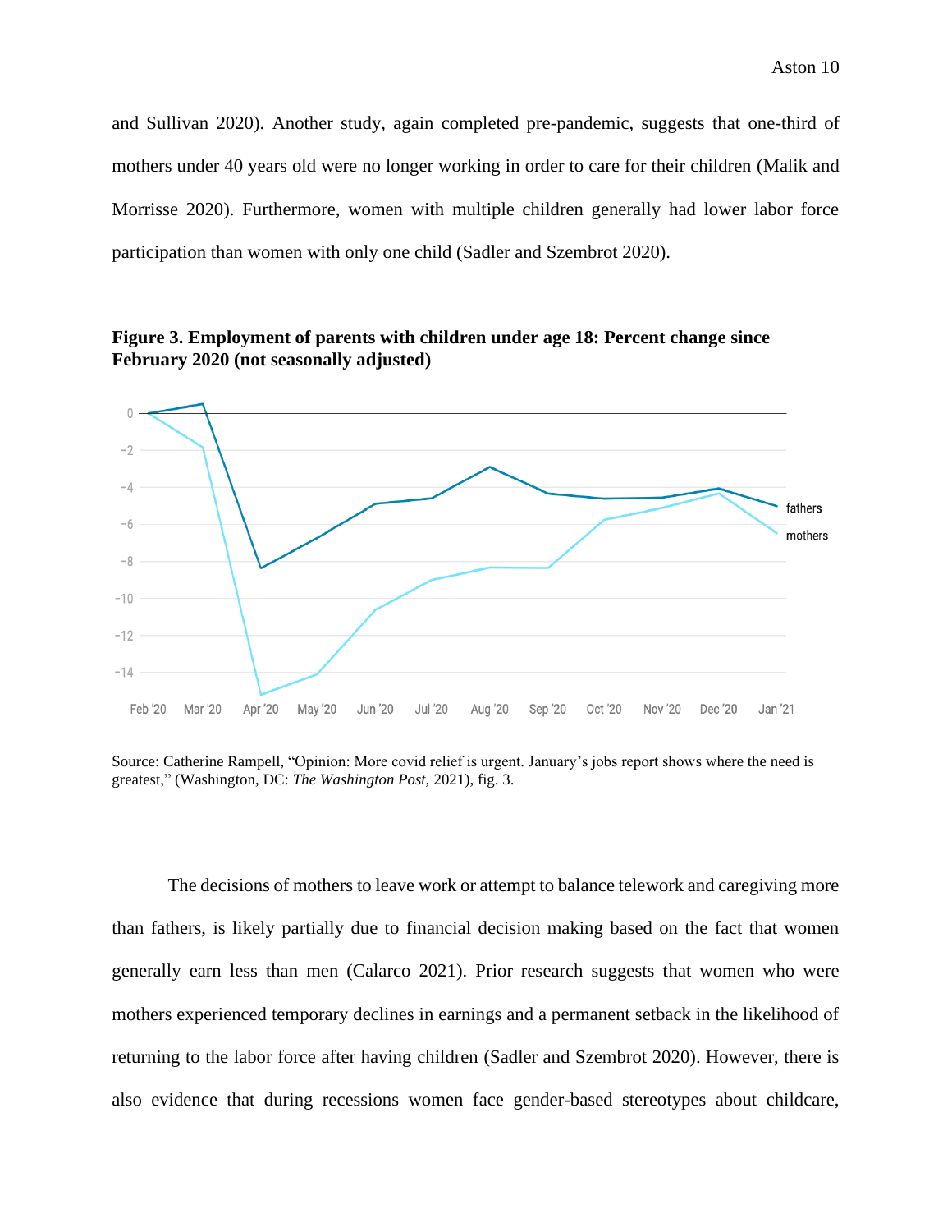and Sullivan 2020). Another study, again completed pre-pandemic, suggests that one-third of mothers under 40 years old were no longer working in order to care for their children (Malik and Morrisse 2020). Furthermore, women with multiple children generally had lower labor force participation than women with only one child (Sadler and Szembrot 2020).

**Figure 3. Employment of parents with children under age 18: Percent change since February 2020 (not seasonally adjusted)**

Source: Catherine Rampell, "Opinion: More covid relief is urgent. January's jobs report shows where the need is greatest," (Washington, DC: *The Washington Post*, 2021), fig. 3.

The decisions of mothers to leave work or attempt to balance telework and caregiving more than fathers, is likely partially due to financial decision making based on the fact that women generally earn less than men (Calarco 2021). Prior research suggests that women who were mothers experienced temporary declines in earnings and a permanent setback in the likelihood of returning to the labor force after having children (Sadler and Szembrot 2020). However, there is also evidence that during recessions women face gender-based stereotypes about childcare,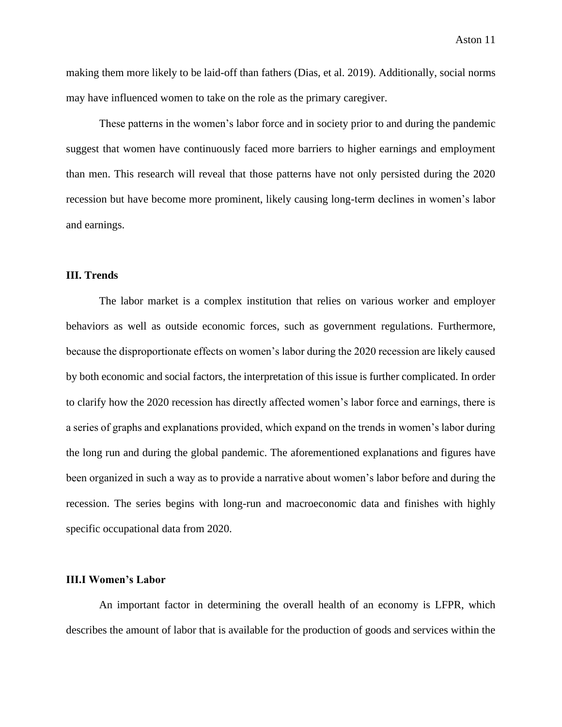making them more likely to be laid-off than fathers (Dias, et al. 2019). Additionally, social norms may have influenced women to take on the role as the primary caregiver.

These patterns in the women's labor force and in society prior to and during the pandemic suggest that women have continuously faced more barriers to higher earnings and employment than men. This research will reveal that those patterns have not only persisted during the 2020 recession but have become more prominent, likely causing long-term declines in women's labor and earnings.

## III. Trends

The labor market is a complex institution that relies on various worker and employer behaviors as well as outside economic forces, such as government regulations. Furthermore, because the disproportionate effects on women's labor during the 2020 recession are likely caused by both economic and social factors, the interpretation of this issue is further complicated. In order to clarify how the 2020 recession has directly affected women's labor force and earnings, there is a series of graphs and explanations provided, which expand on the trends in women's labor during the long run and during the global pandemic. The aforementioned explanations and figures have been organized in such a way as to provide a narrative about women's labor before and during the recession. The series begins with long-run and macroeconomic data and finishes with highly specific occupational data from 2020.

### III.I Women's Labor

An important factor in determining the overall health of an economy is LFPR, which describes the amount of labor that is available for the production of goods and services within the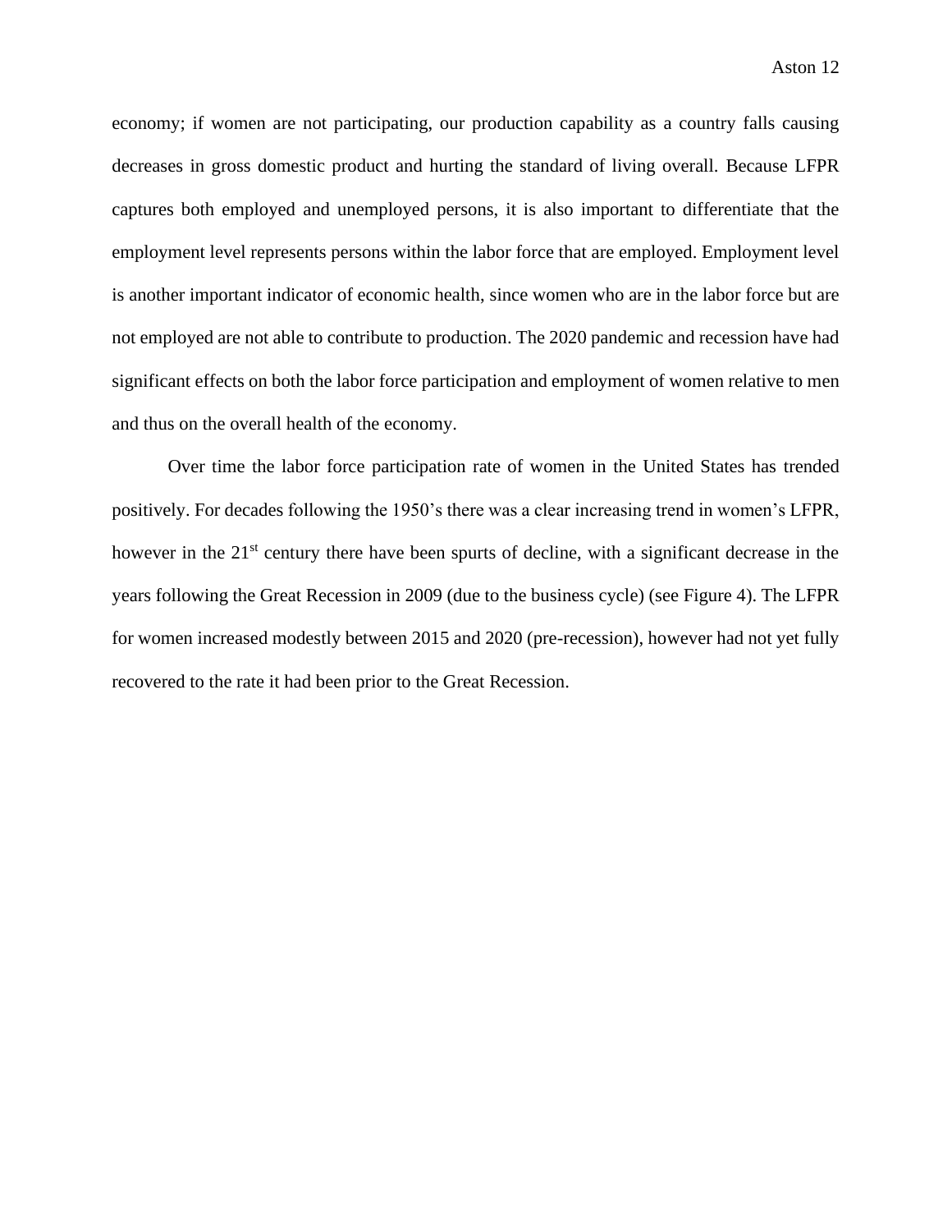economy; if women are not participating, our production capability as a country falls causing decreases in gross domestic product and hurting the standard of living overall. Because LFPR captures both employed and unemployed persons, it is also important to differentiate that the employment level represents persons within the labor force that are employed. Employment level is another important indicator of economic health, since women who are in the labor force but are not employed are not able to contribute to production. The 2020 pandemic and recession have had significant effects on both the labor force participation and employment of women relative to men and thus on the overall health of the economy.

Over time the labor force participation rate of women in the United States has trended positively. For decades following the 1950's there was a clear increasing trend in women's LFPR, however in the 21st century there have been spurts of decline, with a significant decrease in the years following the Great Recession in 2009 (due to the business cycle) (see Figure 4). The LFPR for women increased modestly between 2015 and 2020 (pre-recession), however had not yet fully recovered to the rate it had been prior to the Great Recession.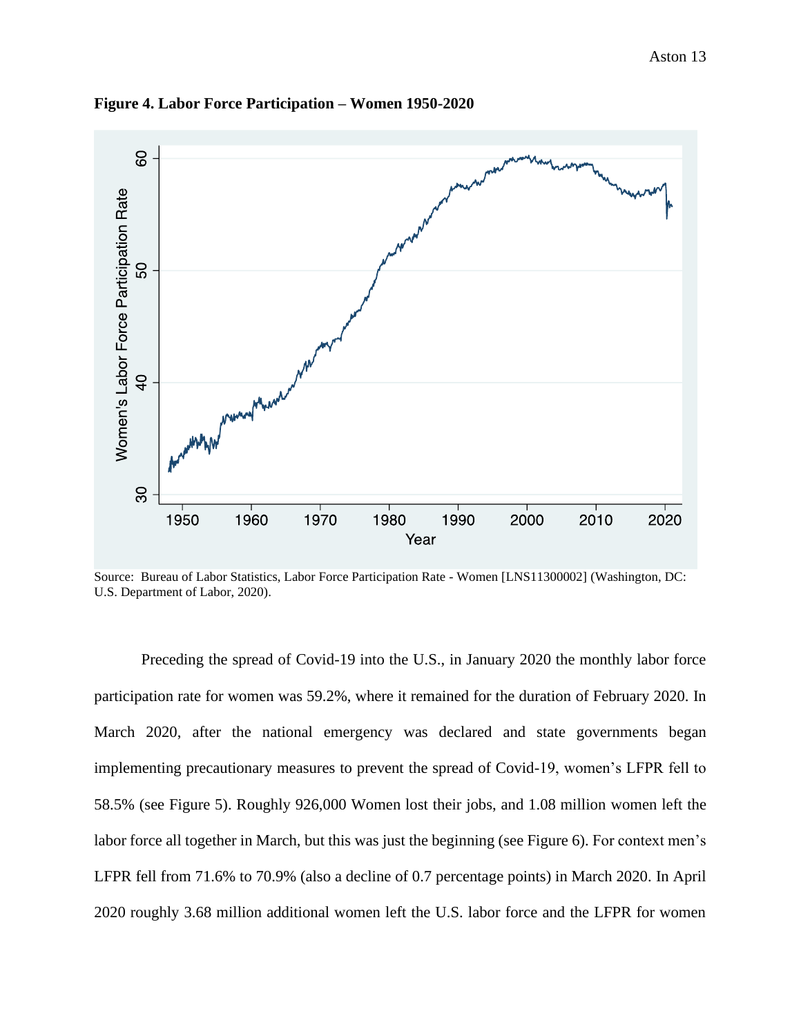**Figure 4. Labor Force Participation – Women 1950-2020**

Source: Bureau of Labor Statistics, Labor Force Participation Rate - Women [LNS11300002] (Washington, DC: U.S. Department of Labor, 2020).

Preceding the spread of Covid-19 into the U.S., in January 2020 the monthly labor force participation rate for women was 59.2%, where it remained for the duration of February 2020. In March 2020, after the national emergency was declared and state governments began implementing precautionary measures to prevent the spread of Covid-19, women's LFPR fell to 58.5% (see Figure 5). Roughly 926,000 Women lost their jobs, and 1.08 million women left the labor force all together in March, but this was just the beginning (see Figure 6). For context men's LFPR fell from 71.6% to 70.9% (also a decline of 0.7 percentage points) in March 2020. In April 2020 roughly 3.68 million additional women left the U.S. labor force and the LFPR for women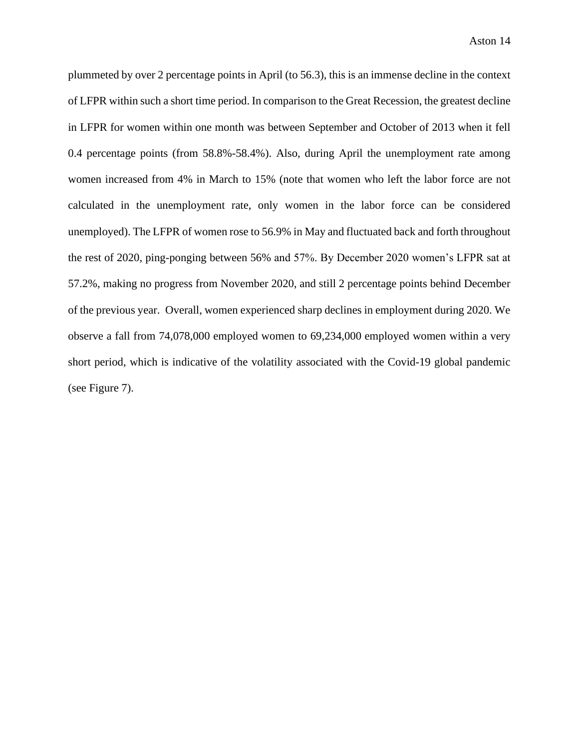plummeted by over 2 percentage points in April (to 56.3), this is an immense decline in the context of LFPR within such a short time period. In comparison to the Great Recession, the greatest decline in LFPR for women within one month was between September and October of 2013 when it fell 0.4 percentage points (from 58.8%-58.4%). Also, during April the unemployment rate among women increased from 4% in March to 15% (note that women who left the labor force are not calculated in the unemployment rate, only women in the labor force can be considered unemployed). The LFPR of women rose to 56.9% in May and fluctuated back and forth throughout the rest of 2020, ping-ponging between 56% and 57%. By December 2020 women's LFPR sat at 57.2%, making no progress from November 2020, and still 2 percentage points behind December of the previous year. Overall, women experienced sharp declines in employment during 2020. We observe a fall from 74,078,000 employed women to 69,234,000 employed women within a very short period, which is indicative of the volatility associated with the Covid-19 global pandemic (see Figure 7).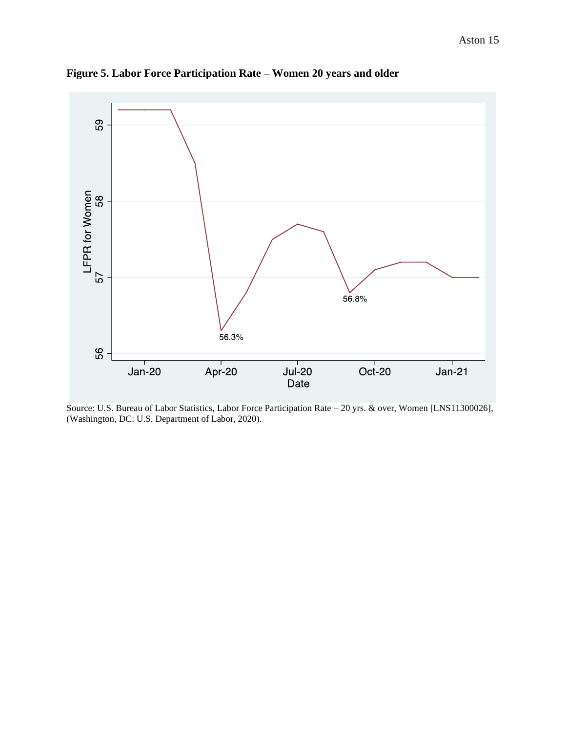**Figure 5. Labor Force Participation Rate – Women 20 years and older**

Source: U.S. Bureau of Labor Statistics, Labor Force Participation Rate – 20 yrs. & over, Women [LNS11300026], (Washington, DC: U.S. Department of Labor, 2020).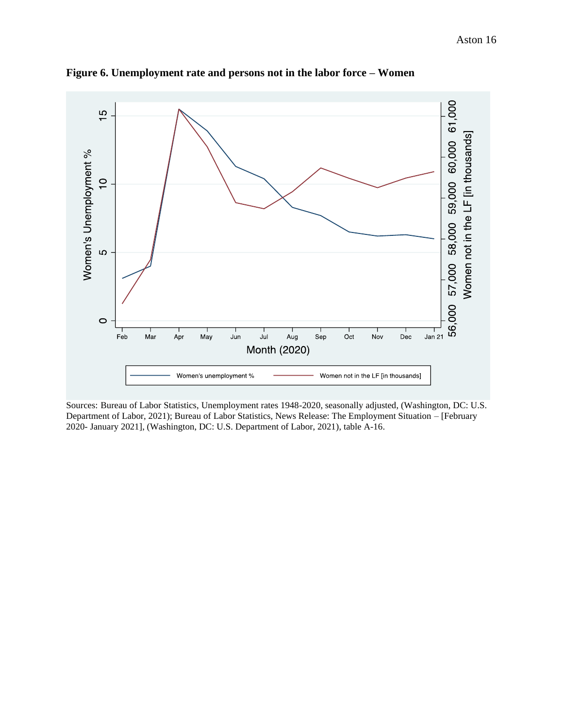**Figure 6. Unemployment rate and persons not in the labor force – Women**

Sources: Bureau of Labor Statistics, Unemployment rates 1948-2020, seasonally adjusted, (Washington, DC: U.S. Department of Labor, 2021); Bureau of Labor Statistics, News Release: The Employment Situation – [February 2020- January 2021], (Washington, DC: U.S. Department of Labor, 2021), table A-16.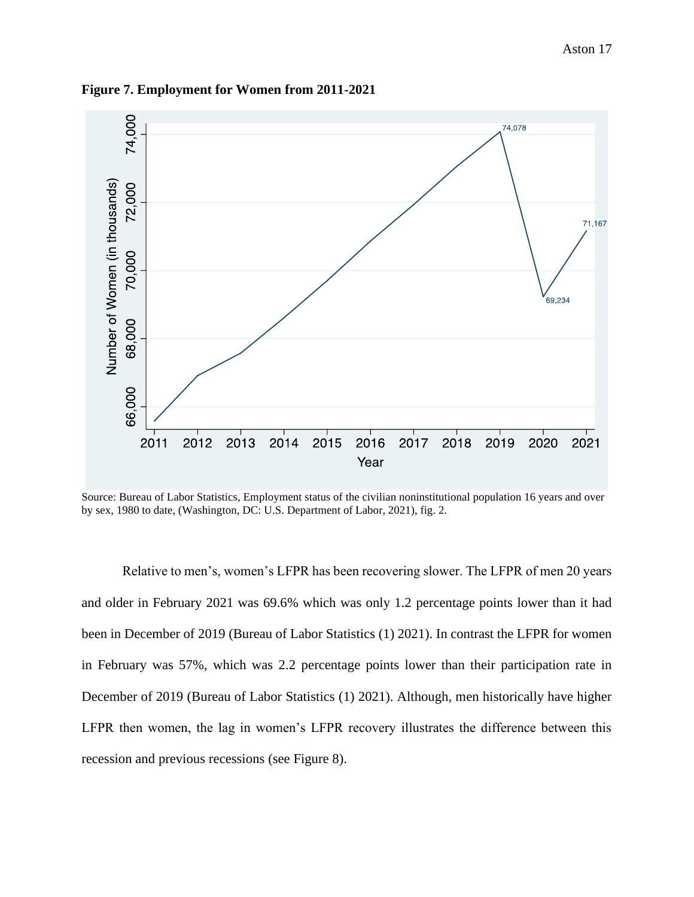**Figure 7. Employment for Women from 2011-2021**

Source: Bureau of Labor Statistics, Employment status of the civilian noninstitutional population 16 years and over by sex, 1980 to date, (Washington, DC: U.S. Department of Labor, 2021), fig. 2.

Relative to men's, women's LFPR has been recovering slower. The LFPR of men 20 years and older in February 2021 was 69.6% which was only 1.2 percentage points lower than it had been in December of 2019 (Bureau of Labor Statistics (1) 2021). In contrast the LFPR for women in February was 57%, which was 2.2 percentage points lower than their participation rate in December of 2019 (Bureau of Labor Statistics (1) 2021). Although, men historically have higher LFPR then women, the lag in women's LFPR recovery illustrates the difference between this recession and previous recessions (see Figure 8).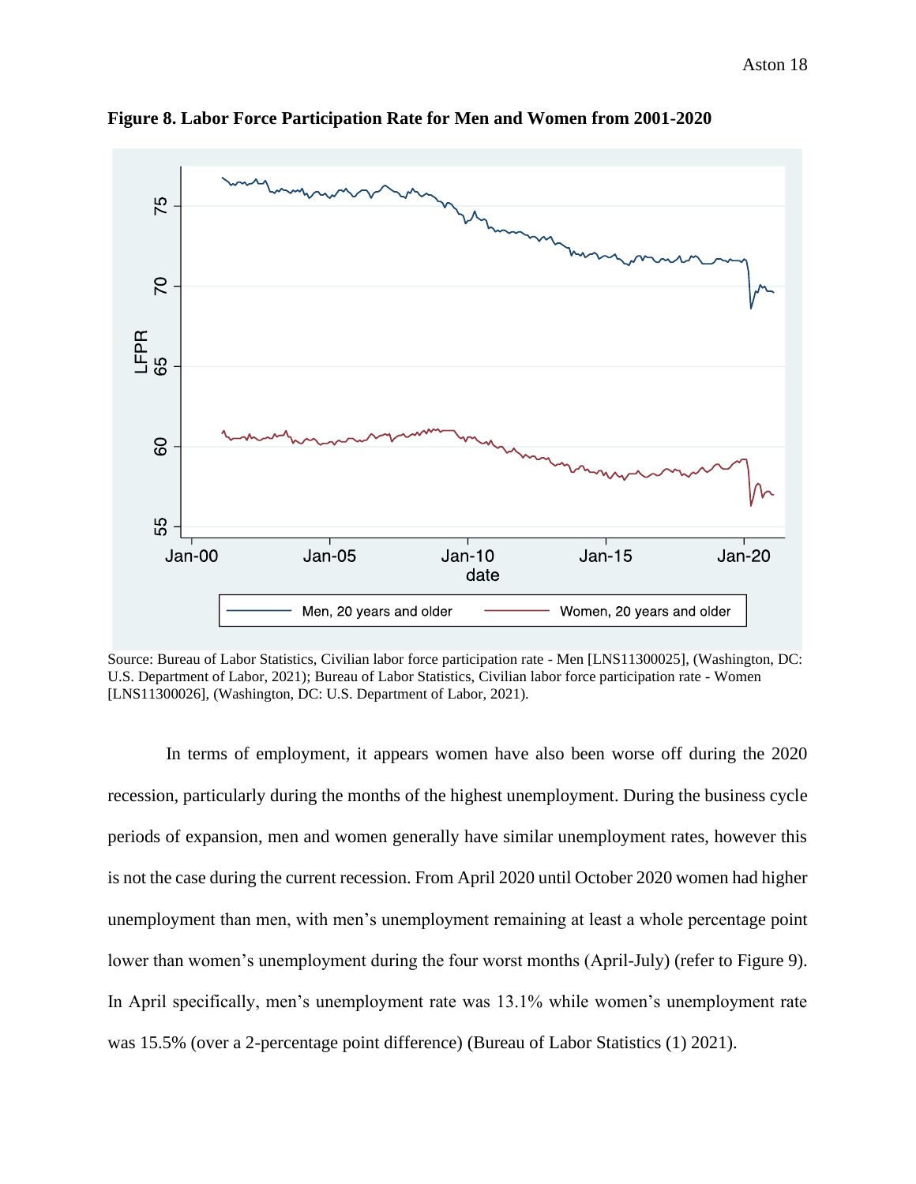**Figure 8. Labor Force Participation Rate for Men and Women from 2001-2020**

Source: Bureau of Labor Statistics, Civilian labor force participation rate - Men [LNS11300025], (Washington, DC: U.S. Department of Labor, 2021); Bureau of Labor Statistics, Civilian labor force participation rate - Women [LNS11300026], (Washington, DC: U.S. Department of Labor, 2021).

In terms of employment, it appears women have also been worse off during the 2020 recession, particularly during the months of the highest unemployment. During the business cycle periods of expansion, men and women generally have similar unemployment rates, however this is not the case during the current recession. From April 2020 until October 2020 women had higher unemployment than men, with men's unemployment remaining at least a whole percentage point lower than women's unemployment during the four worst months (April-July) (refer to Figure 9). In April specifically, men's unemployment rate was 13.1% while women's unemployment rate was 15.5% (over a 2-percentage point difference) (Bureau of Labor Statistics (1) 2021).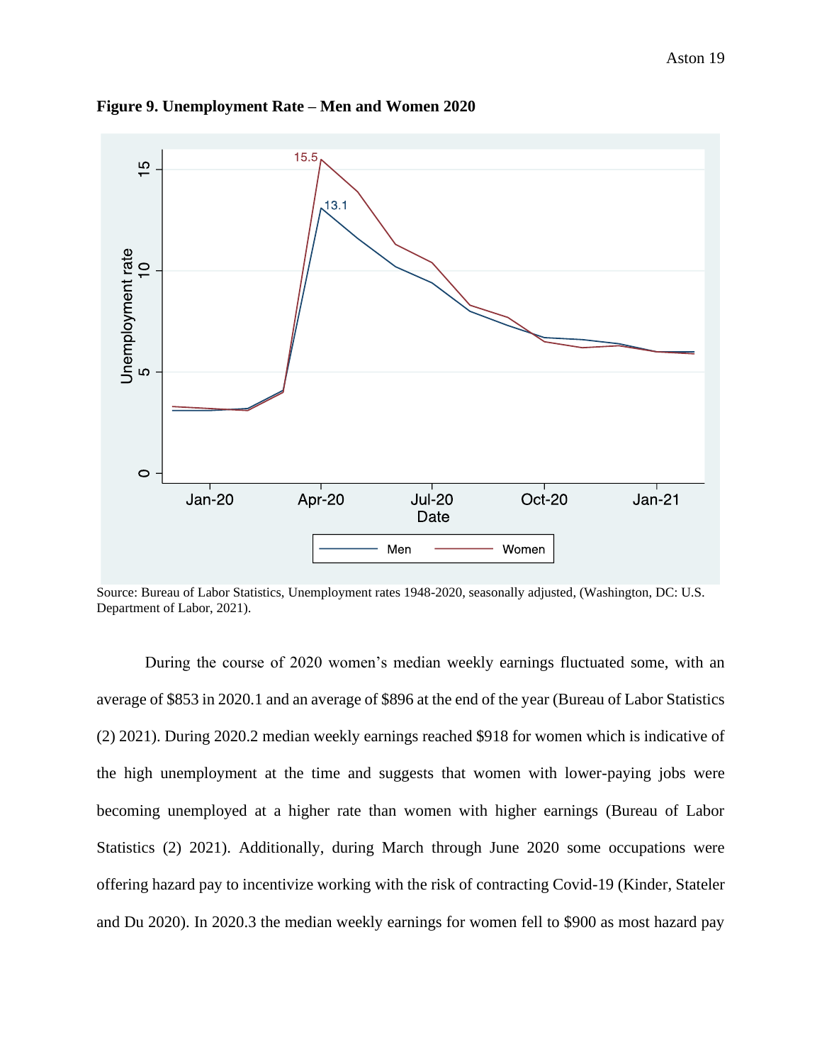**Figure 9. Unemployment Rate – Men and Women 2020**

Source: Bureau of Labor Statistics, Unemployment rates 1948-2020, seasonally adjusted, (Washington, DC: U.S. Department of Labor, 2021).

During the course of 2020 women's median weekly earnings fluctuated some, with an average of $853 in 2020.1 and an average of $896 at the end of the year (Bureau of Labor Statistics (2) 2021). During 2020.2 median weekly earnings reached $918 for women which is indicative of the high unemployment at the time and suggests that women with lower-paying jobs were becoming unemployed at a higher rate than women with higher earnings (Bureau of Labor Statistics (2) 2021). Additionally, during March through June 2020 some occupations were offering hazard pay to incentivize working with the risk of contracting Covid-19 (Kinder, Stateler and Du 2020). In 2020.3 the median weekly earnings for women fell to $900 as most hazard pay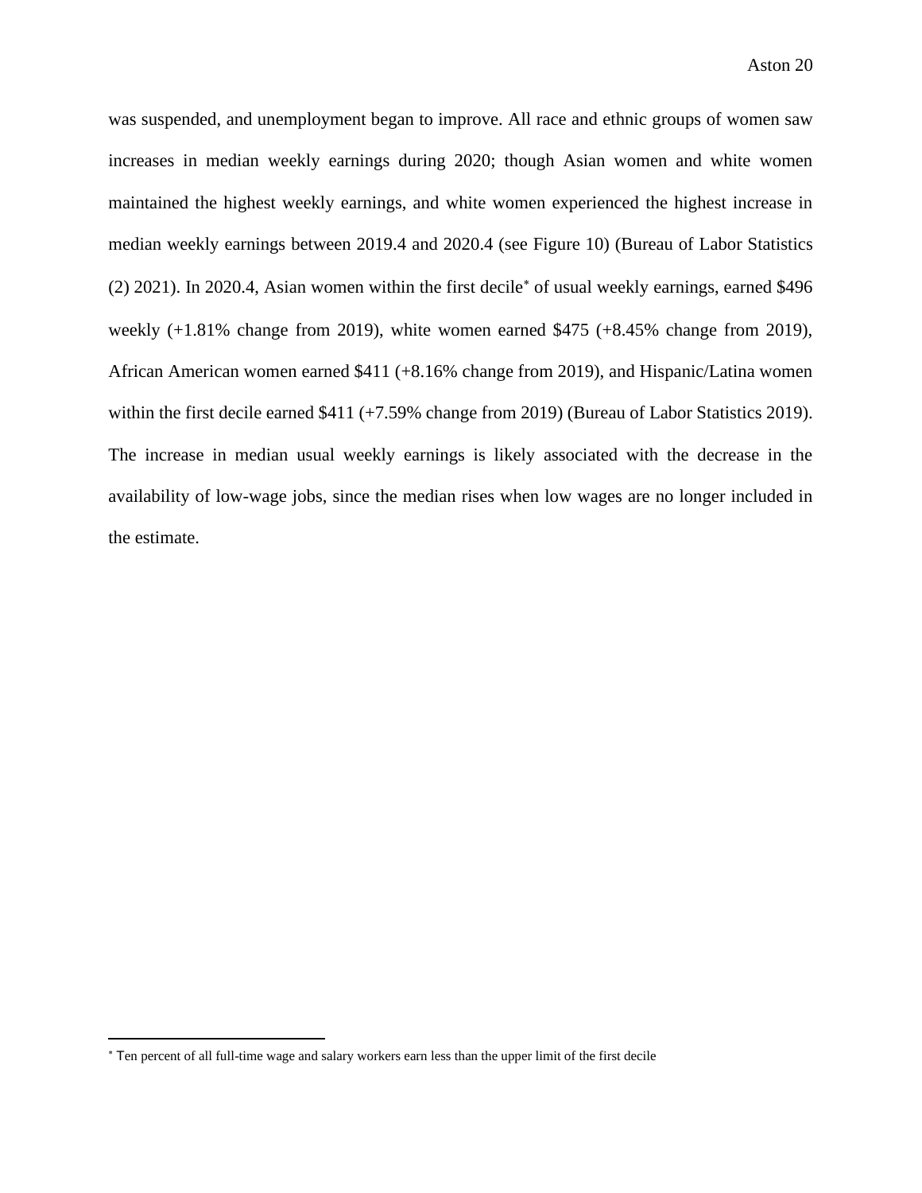was suspended, and unemployment began to improve. All race and ethnic groups of women saw increases in median weekly earnings during 2020; though Asian women and white women maintained the highest weekly earnings, and white women experienced the highest increase in median weekly earnings between 2019.4 and 2020.4 (see Figure 10) (Bureau of Labor Statistics (2) 2021). In 2020.4, Asian women within the first decile* of usual weekly earnings, earned $496 weekly (+1.81% change from 2019), white women earned $475 (+8.45% change from 2019), African American women earned $411 (+8.16% change from 2019), and Hispanic/Latina women within the first decile earned $411 (+7.59% change from 2019) (Bureau of Labor Statistics 2019). The increase in median usual weekly earnings is likely associated with the decrease in the availability of low-wage jobs, since the median rises when low wages are no longer included in the estimate.

---

* Ten percent of all full-time wage and salary workers earn less than the upper limit of the first decile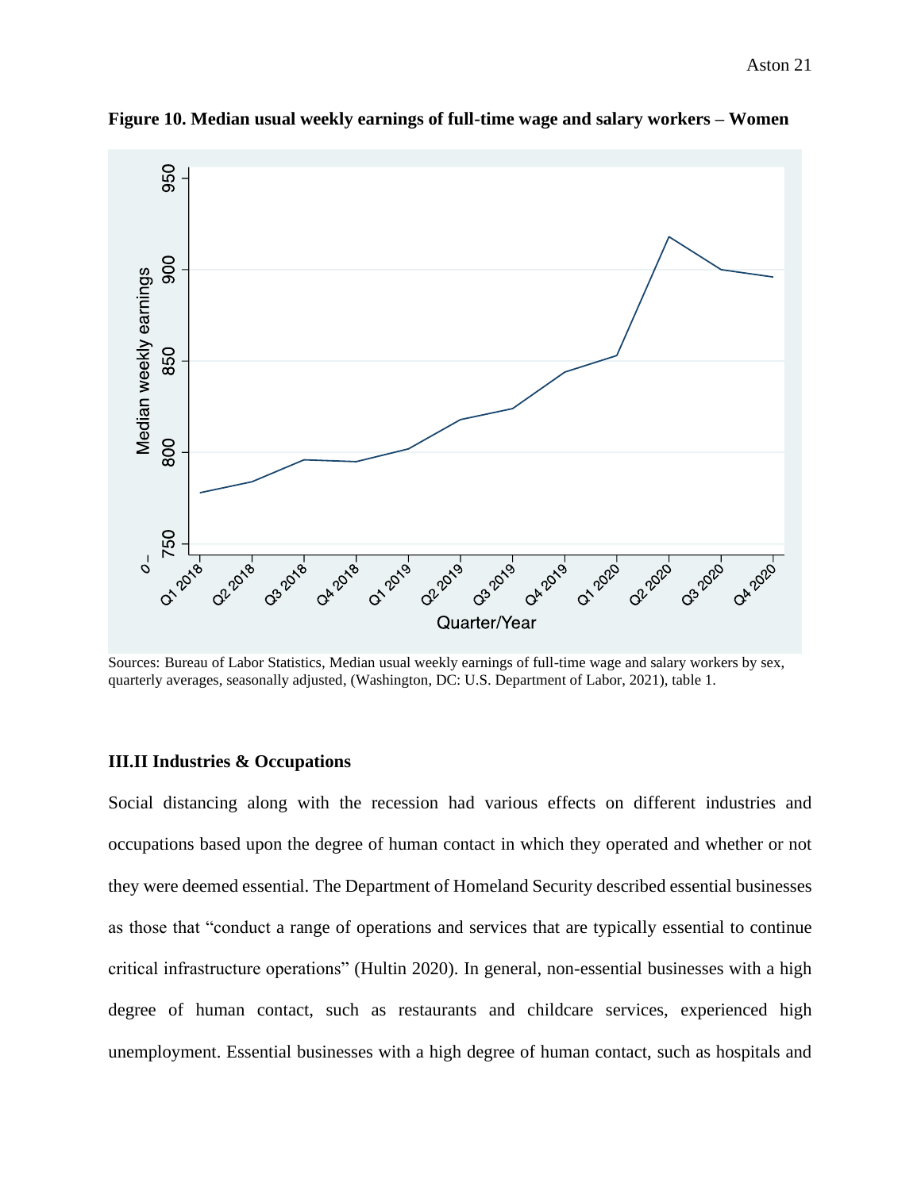**Figure 10. Median usual weekly earnings of full-time wage and salary workers – Women**

Sources: Bureau of Labor Statistics, Median usual weekly earnings of full-time wage and salary workers by sex, quarterly averages, seasonally adjusted, (Washington, DC: U.S. Department of Labor, 2021), table 1.

### III.II Industries & Occupations

Social distancing along with the recession had various effects on different industries and occupations based upon the degree of human contact in which they operated and whether or not they were deemed essential. The Department of Homeland Security described essential businesses as those that "conduct a range of operations and services that are typically essential to continue critical infrastructure operations" (Hultin 2020). In general, non-essential businesses with a high degree of human contact, such as restaurants and childcare services, experienced high unemployment. Essential businesses with a high degree of human contact, such as hospitals and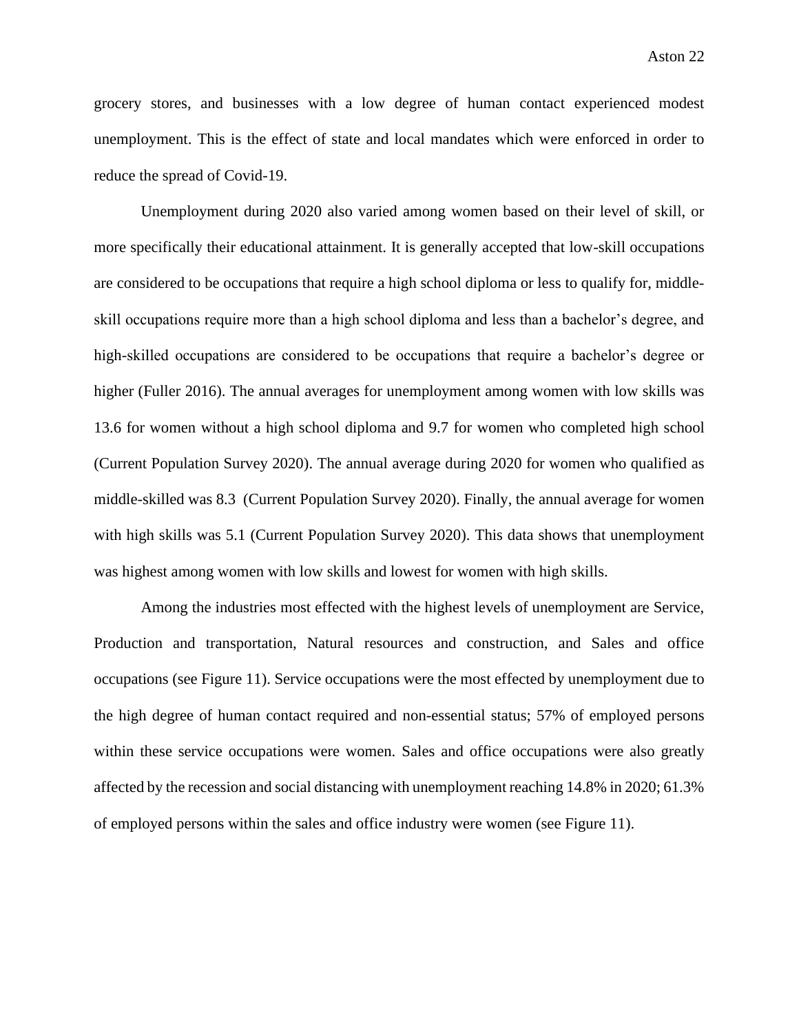grocery stores, and businesses with a low degree of human contact experienced modest unemployment. This is the effect of state and local mandates which were enforced in order to reduce the spread of Covid-19.

Unemployment during 2020 also varied among women based on their level of skill, or more specifically their educational attainment. It is generally accepted that low-skill occupations are considered to be occupations that require a high school diploma or less to qualify for, middle-skill occupations require more than a high school diploma and less than a bachelor's degree, and high-skilled occupations are considered to be occupations that require a bachelor's degree or higher (Fuller 2016). The annual averages for unemployment among women with low skills was 13.6 for women without a high school diploma and 9.7 for women who completed high school (Current Population Survey 2020). The annual average during 2020 for women who qualified as middle-skilled was 8.3 (Current Population Survey 2020). Finally, the annual average for women with high skills was 5.1 (Current Population Survey 2020). This data shows that unemployment was highest among women with low skills and lowest for women with high skills.

Among the industries most effected with the highest levels of unemployment are Service, Production and transportation, Natural resources and construction, and Sales and office occupations (see Figure 11). Service occupations were the most effected by unemployment due to the high degree of human contact required and non-essential status; 57% of employed persons within these service occupations were women. Sales and office occupations were also greatly affected by the recession and social distancing with unemployment reaching 14.8% in 2020; 61.3% of employed persons within the sales and office industry were women (see Figure 11).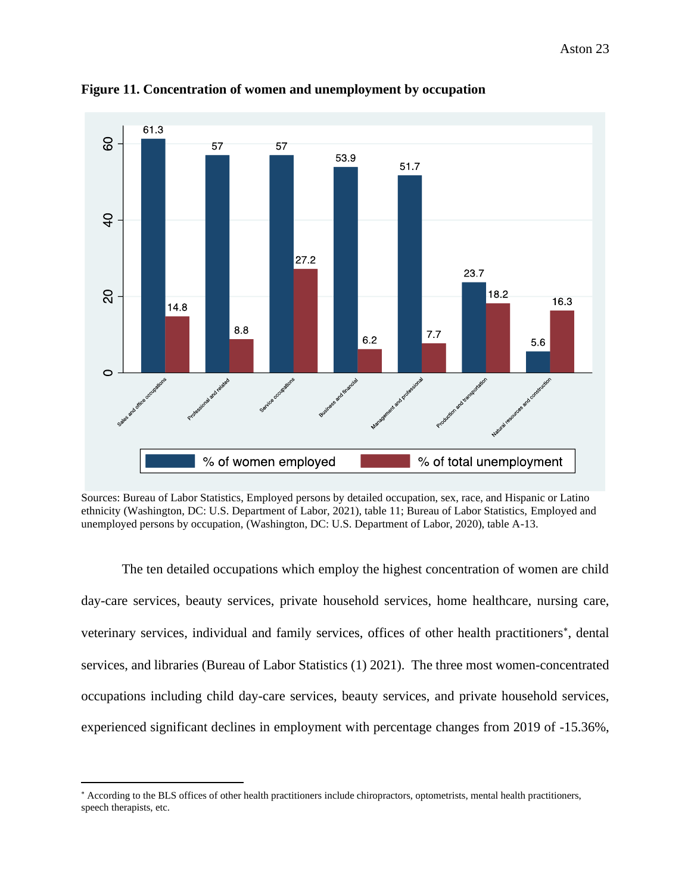**Figure 11. Concentration of women and unemployment by occupation**

Sources: Bureau of Labor Statistics, Employed persons by detailed occupation, sex, race, and Hispanic or Latino ethnicity (Washington, DC: U.S. Department of Labor, 2021), table 11; Bureau of Labor Statistics, Employed and unemployed persons by occupation, (Washington, DC: U.S. Department of Labor, 2020), table A-13.

The ten detailed occupations which employ the highest concentration of women are child day-care services, beauty services, private household services, home healthcare, nursing care, veterinary services, individual and family services, offices of other health practitioners*, dental services, and libraries (Bureau of Labor Statistics (1) 2021). The three most women-concentrated occupations including child day-care services, beauty services, and private household services, experienced significant declines in employment with percentage changes from 2019 of -15.36%,

---

* According to the BLS offices of other health practitioners include chiropractors, optometrists, mental health practitioners, speech therapists, etc.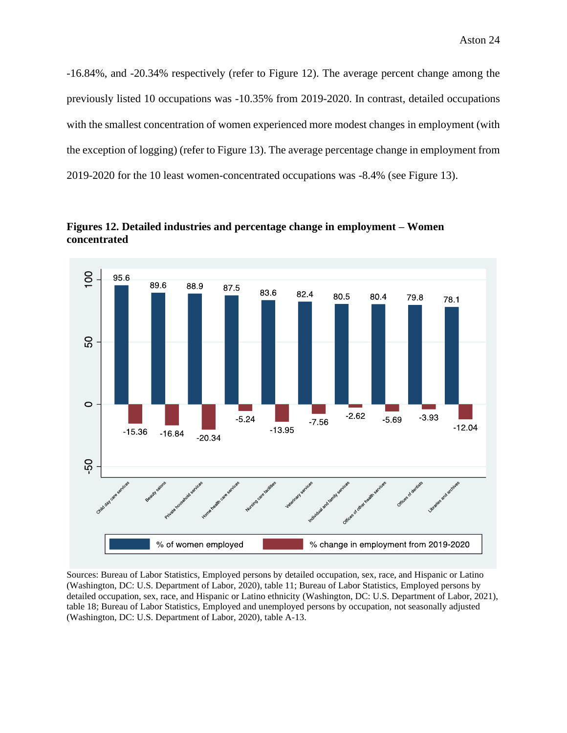-16.84%, and -20.34% respectively (refer to Figure 12). The average percent change among the previously listed 10 occupations was -10.35% from 2019-2020. In contrast, detailed occupations with the smallest concentration of women experienced more modest changes in employment (with the exception of logging) (refer to Figure 13). The average percentage change in employment from 2019-2020 for the 10 least women-concentrated occupations was -8.4% (see Figure 13).

**Figures 12. Detailed industries and percentage change in employment – Women concentrated**

| Detailed industry | % of women employed | % change in employment from 2019-2020 |
|---|---|---|
| Child day care services | 95.6 | -15.36 |
| Beauty salons | 89.6 | -16.84 |
| Private household services | 88.9 | -20.34 |
| Home health care services | 87.5 | -5.24 |
| Nursing care facilities | 83.6 | -13.95 |
| Veterinary services | 82.4 | -7.56 |
| Individual and family services | 80.5 | -2.62 |
| Offices of other health services | 80.4 | -5.69 |
| Offices of dentists | 79.8 | -3.93 |
| Libraries and archives | 78.1 | -12.04 |

Sources: Bureau of Labor Statistics, Employed persons by detailed occupation, sex, race, and Hispanic or Latino (Washington, DC: U.S. Department of Labor, 2020), table 11; Bureau of Labor Statistics, Employed persons by detailed occupation, sex, race, and Hispanic or Latino ethnicity (Washington, DC: U.S. Department of Labor, 2021), table 18; Bureau of Labor Statistics, Employed and unemployed persons by occupation, not seasonally adjusted (Washington, DC: U.S. Department of Labor, 2020), table A-13.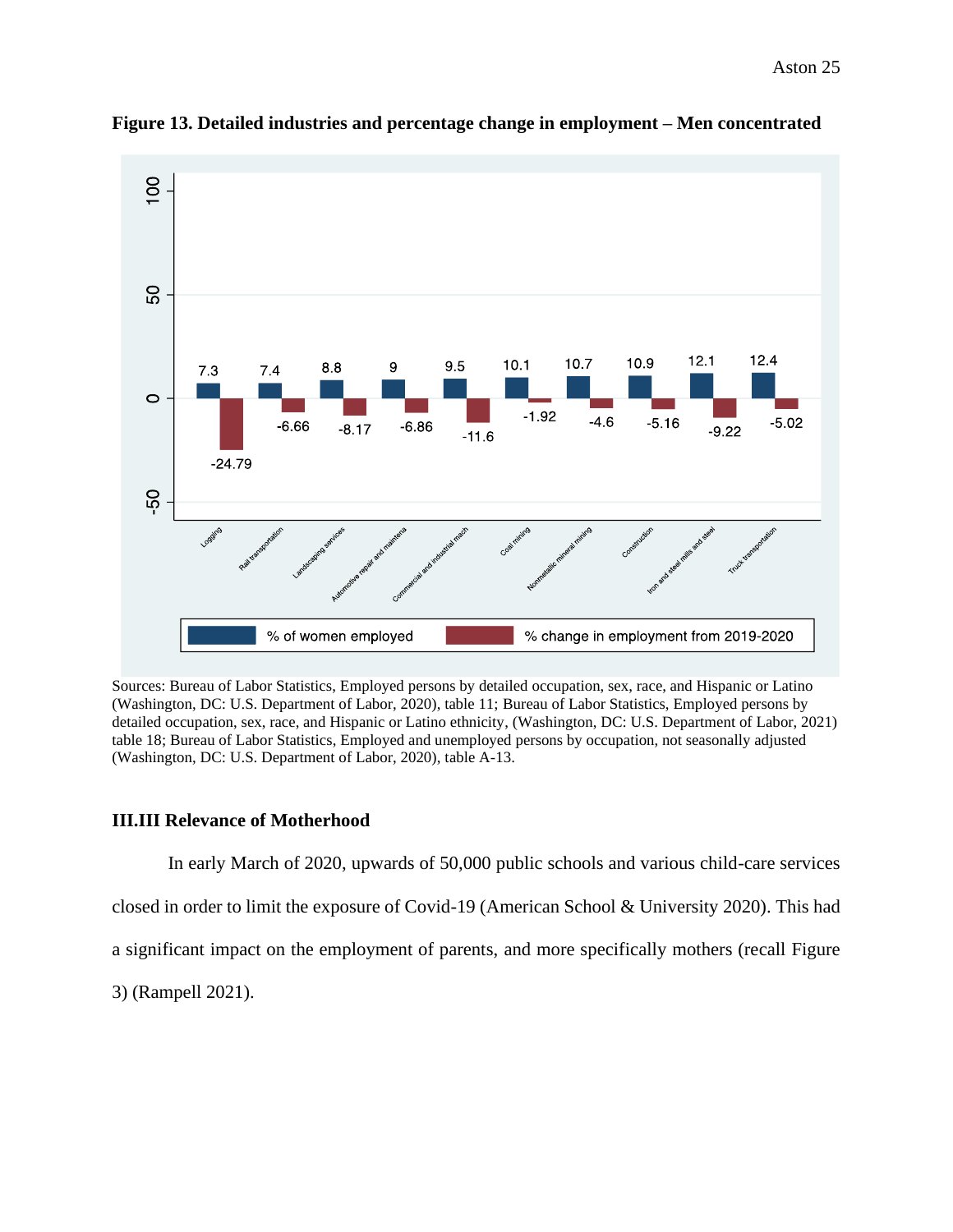**Figure 13. Detailed industries and percentage change in employment – Men concentrated**

| Industry | % of women employed | % change in employment from 2019-2020 |
|---|---|---|
| Logging | 7.3 | -24.79 |
| Rail transportation | 7.4 | -6.66 |
| Landscaping services | 8.8 | -8.17 |
| Automotive repair and maintena | 9 | -6.86 |
| Commercial and industrial mach | 9.5 | -11.6 |
| Coal mining | 10.1 | -1.92 |
| Nonmetallic mineral mining | 10.7 | -4.6 |
| Construction | 10.9 | -5.16 |
| Iron and steel mills and steel | 12.1 | -9.22 |
| Truck transportation | 12.4 | -5.02 |

Sources: Bureau of Labor Statistics, Employed persons by detailed occupation, sex, race, and Hispanic or Latino (Washington, DC: U.S. Department of Labor, 2020), table 11; Bureau of Labor Statistics, Employed persons by detailed occupation, sex, race, and Hispanic or Latino ethnicity, (Washington, DC: U.S. Department of Labor, 2021) table 18; Bureau of Labor Statistics, Employed and unemployed persons by occupation, not seasonally adjusted (Washington, DC: U.S. Department of Labor, 2020), table A-13.

### III.III Relevance of Motherhood

In early March of 2020, upwards of 50,000 public schools and various child-care services closed in order to limit the exposure of Covid-19 (American School & University 2020). This had a significant impact on the employment of parents, and more specifically mothers (recall Figure 3) (Rampell 2021).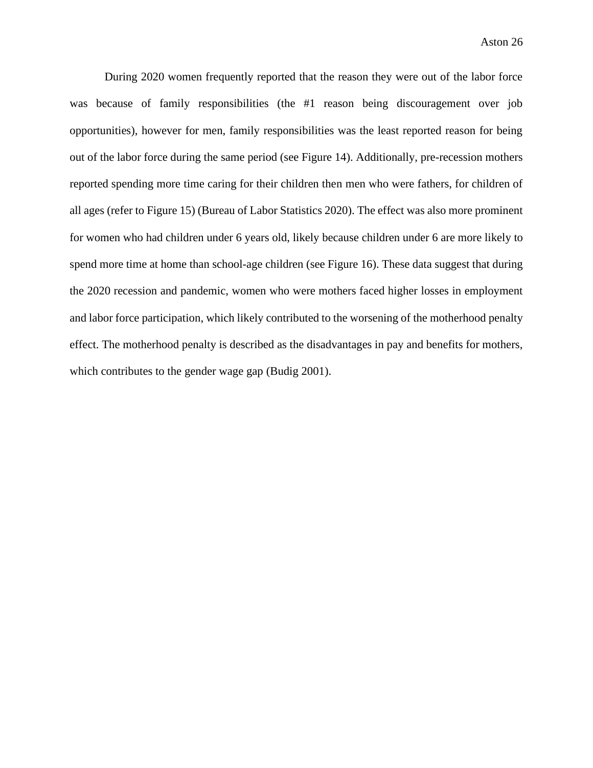During 2020 women frequently reported that the reason they were out of the labor force was because of family responsibilities (the #1 reason being discouragement over job opportunities), however for men, family responsibilities was the least reported reason for being out of the labor force during the same period (see Figure 14). Additionally, pre-recession mothers reported spending more time caring for their children then men who were fathers, for children of all ages (refer to Figure 15) (Bureau of Labor Statistics 2020). The effect was also more prominent for women who had children under 6 years old, likely because children under 6 are more likely to spend more time at home than school-age children (see Figure 16). These data suggest that during the 2020 recession and pandemic, women who were mothers faced higher losses in employment and labor force participation, which likely contributed to the worsening of the motherhood penalty effect. The motherhood penalty is described as the disadvantages in pay and benefits for mothers, which contributes to the gender wage gap (Budig 2001).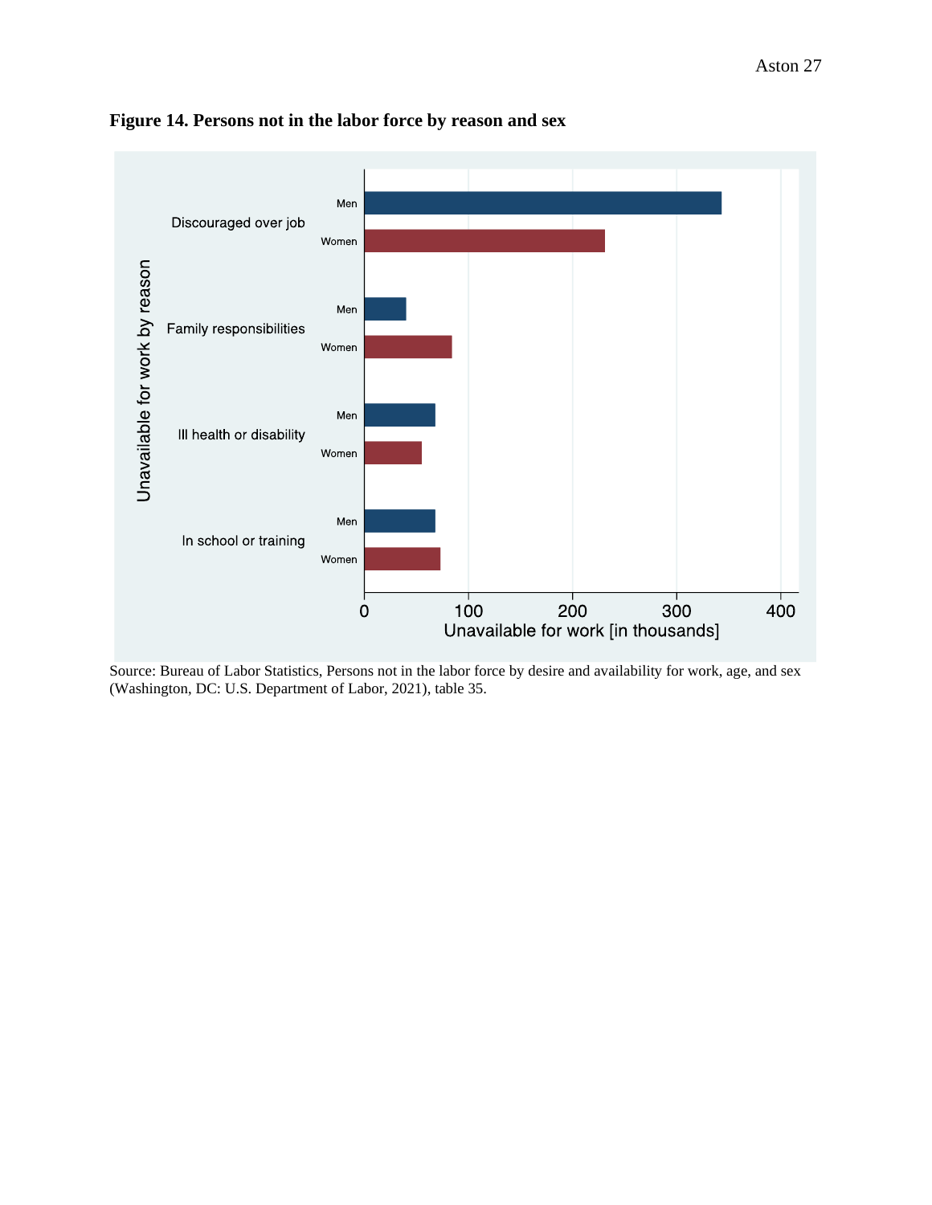**Figure 14. Persons not in the labor force by reason and sex**

Source: Bureau of Labor Statistics, Persons not in the labor force by desire and availability for work, age, and sex (Washington, DC: U.S. Department of Labor, 2021), table 35.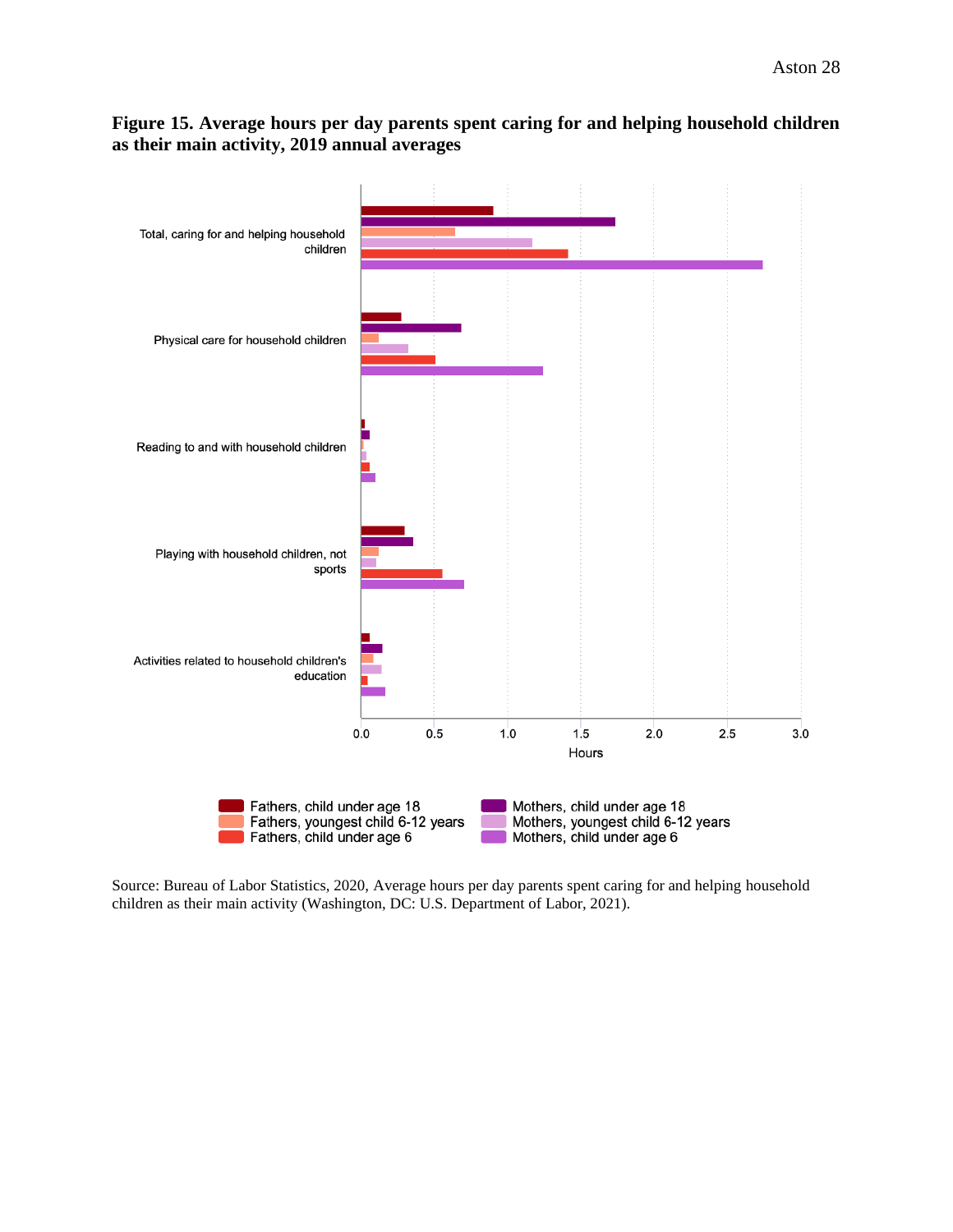**Figure 15. Average hours per day parents spent caring for and helping household children as their main activity, 2019 annual averages**

Source: Bureau of Labor Statistics, 2020, Average hours per day parents spent caring for and helping household children as their main activity (Washington, DC: U.S. Department of Labor, 2021).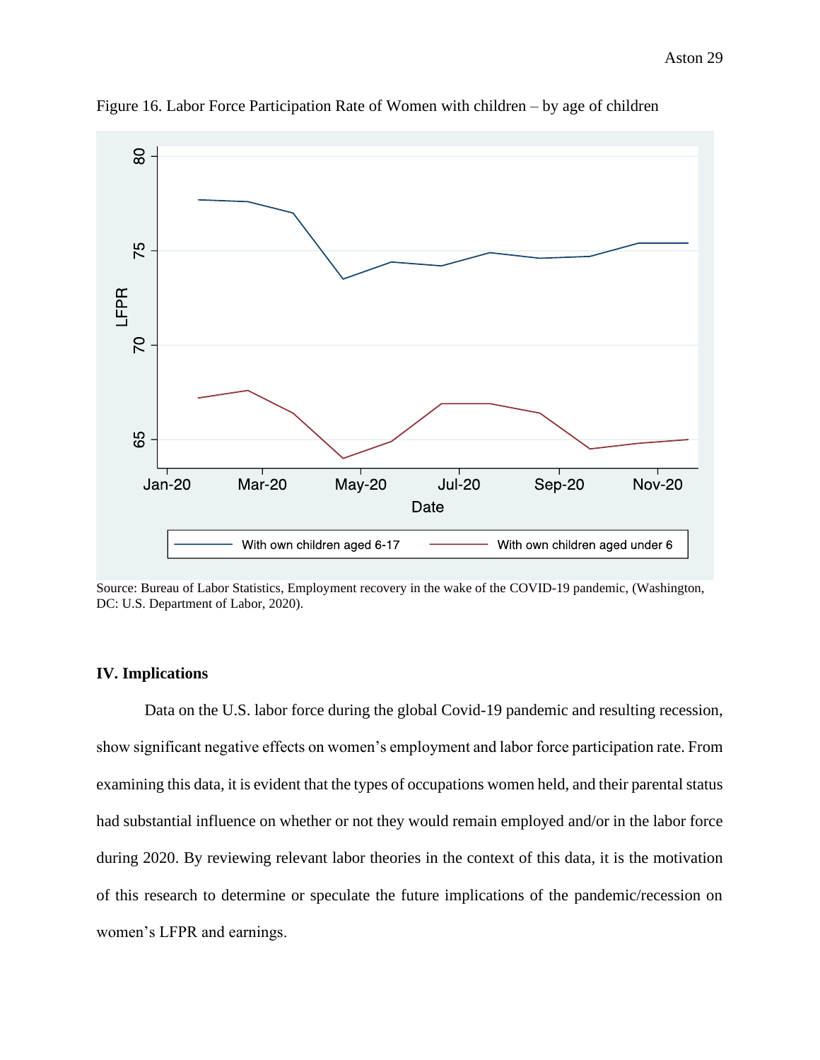Figure 16. Labor Force Participation Rate of Women with children – by age of children

Source: Bureau of Labor Statistics, Employment recovery in the wake of the COVID-19 pandemic, (Washington, DC: U.S. Department of Labor, 2020).

**IV. Implications**

Data on the U.S. labor force during the global Covid-19 pandemic and resulting recession, show significant negative effects on women's employment and labor force participation rate. From examining this data, it is evident that the types of occupations women held, and their parental status had substantial influence on whether or not they would remain employed and/or in the labor force during 2020. By reviewing relevant labor theories in the context of this data, it is the motivation of this research to determine or speculate the future implications of the pandemic/recession on women's LFPR and earnings.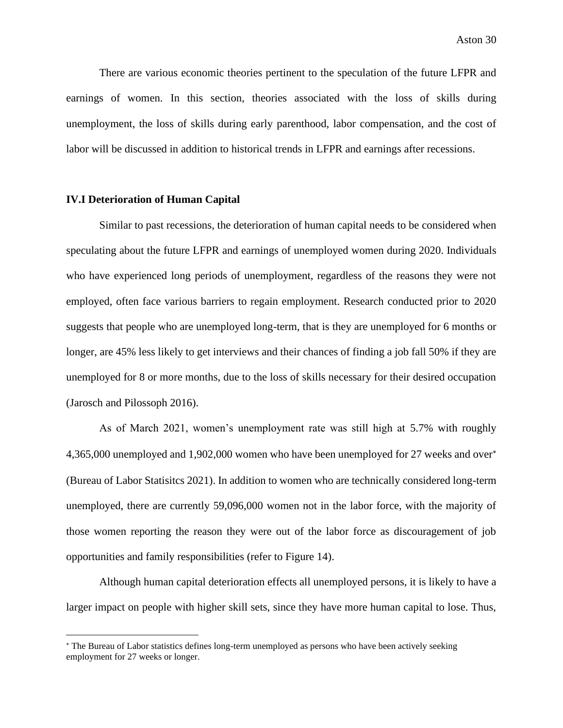There are various economic theories pertinent to the speculation of the future LFPR and earnings of women. In this section, theories associated with the loss of skills during unemployment, the loss of skills during early parenthood, labor compensation, and the cost of labor will be discussed in addition to historical trends in LFPR and earnings after recessions.

### IV.I Deterioration of Human Capital

Similar to past recessions, the deterioration of human capital needs to be considered when speculating about the future LFPR and earnings of unemployed women during 2020. Individuals who have experienced long periods of unemployment, regardless of the reasons they were not employed, often face various barriers to regain employment. Research conducted prior to 2020 suggests that people who are unemployed long-term, that is they are unemployed for 6 months or longer, are 45% less likely to get interviews and their chances of finding a job fall 50% if they are unemployed for 8 or more months, due to the loss of skills necessary for their desired occupation (Jarosch and Pilossoph 2016).

As of March 2021, women's unemployment rate was still high at 5.7% with roughly 4,365,000 unemployed and 1,902,000 women who have been unemployed for 27 weeks and over* (Bureau of Labor Statisitcs 2021). In addition to women who are technically considered long-term unemployed, there are currently 59,096,000 women not in the labor force, with the majority of those women reporting the reason they were out of the labor force as discouragement of job opportunities and family responsibilities (refer to Figure 14).

Although human capital deterioration effects all unemployed persons, it is likely to have a larger impact on people with higher skill sets, since they have more human capital to lose. Thus,

---

* The Bureau of Labor statistics defines long-term unemployed as persons who have been actively seeking employment for 27 weeks or longer.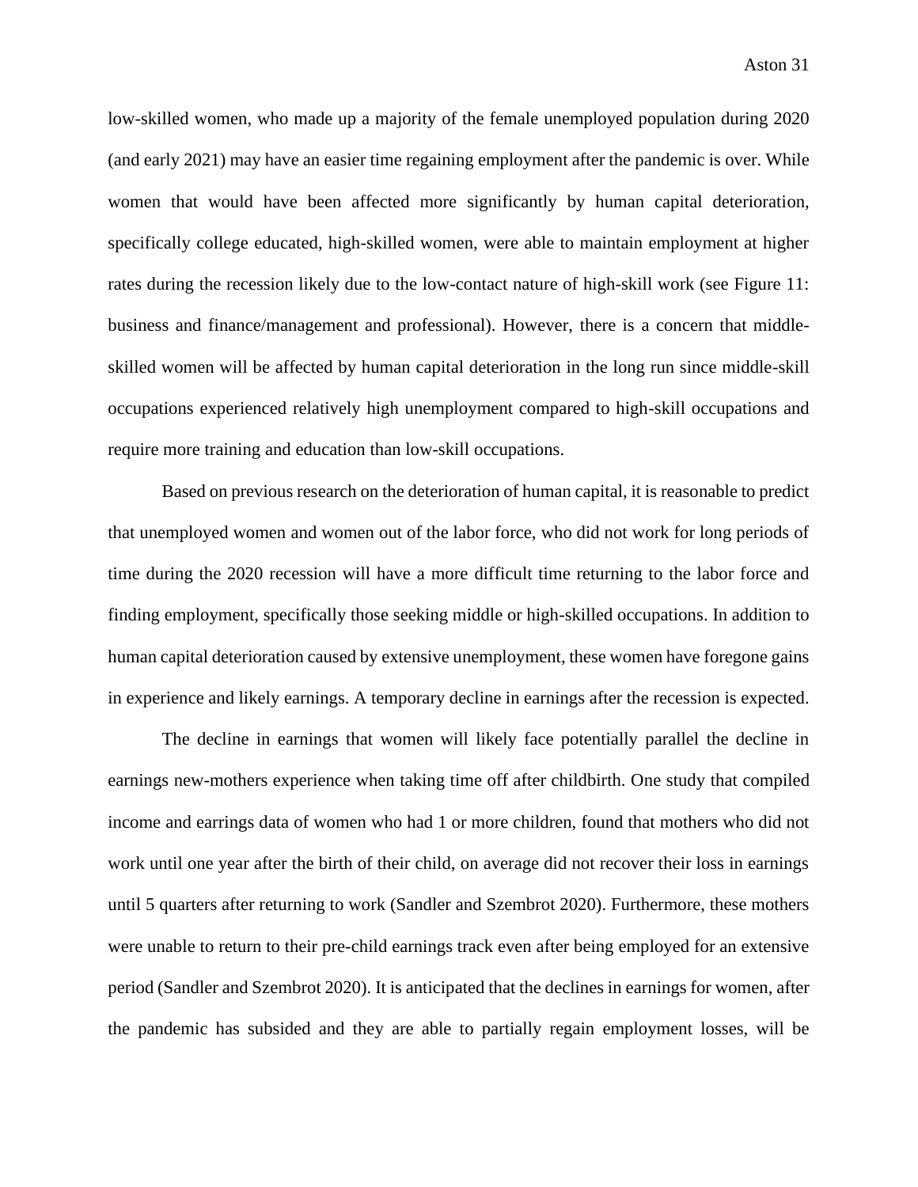low-skilled women, who made up a majority of the female unemployed population during 2020 (and early 2021) may have an easier time regaining employment after the pandemic is over. While women that would have been affected more significantly by human capital deterioration, specifically college educated, high-skilled women, were able to maintain employment at higher rates during the recession likely due to the low-contact nature of high-skill work (see Figure 11: business and finance/management and professional). However, there is a concern that middle-skilled women will be affected by human capital deterioration in the long run since middle-skill occupations experienced relatively high unemployment compared to high-skill occupations and require more training and education than low-skill occupations.

Based on previous research on the deterioration of human capital, it is reasonable to predict that unemployed women and women out of the labor force, who did not work for long periods of time during the 2020 recession will have a more difficult time returning to the labor force and finding employment, specifically those seeking middle or high-skilled occupations. In addition to human capital deterioration caused by extensive unemployment, these women have foregone gains in experience and likely earnings. A temporary decline in earnings after the recession is expected.

The decline in earnings that women will likely face potentially parallel the decline in earnings new-mothers experience when taking time off after childbirth. One study that compiled income and earrings data of women who had 1 or more children, found that mothers who did not work until one year after the birth of their child, on average did not recover their loss in earnings until 5 quarters after returning to work (Sandler and Szembrot 2020). Furthermore, these mothers were unable to return to their pre-child earnings track even after being employed for an extensive period (Sandler and Szembrot 2020). It is anticipated that the declines in earnings for women, after the pandemic has subsided and they are able to partially regain employment losses, will be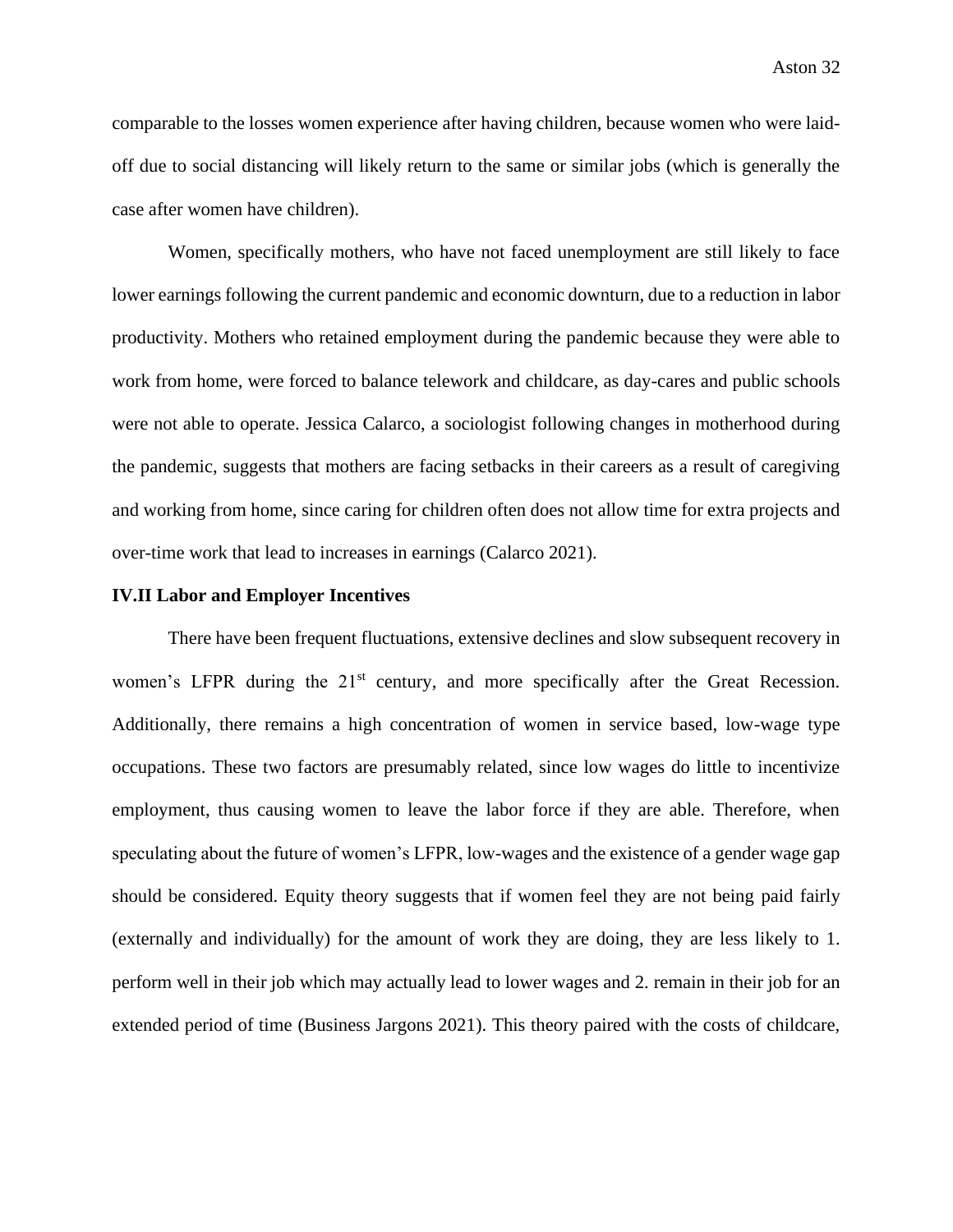comparable to the losses women experience after having children, because women who were laid-off due to social distancing will likely return to the same or similar jobs (which is generally the case after women have children).

Women, specifically mothers, who have not faced unemployment are still likely to face lower earnings following the current pandemic and economic downturn, due to a reduction in labor productivity. Mothers who retained employment during the pandemic because they were able to work from home, were forced to balance telework and childcare, as day-cares and public schools were not able to operate. Jessica Calarco, a sociologist following changes in motherhood during the pandemic, suggests that mothers are facing setbacks in their careers as a result of caregiving and working from home, since caring for children often does not allow time for extra projects and over-time work that lead to increases in earnings (Calarco 2021).

**IV.II Labor and Employer Incentives**

There have been frequent fluctuations, extensive declines and slow subsequent recovery in women's LFPR during the 21st century, and more specifically after the Great Recession. Additionally, there remains a high concentration of women in service based, low-wage type occupations. These two factors are presumably related, since low wages do little to incentivize employment, thus causing women to leave the labor force if they are able. Therefore, when speculating about the future of women's LFPR, low-wages and the existence of a gender wage gap should be considered. Equity theory suggests that if women feel they are not being paid fairly (externally and individually) for the amount of work they are doing, they are less likely to 1. perform well in their job which may actually lead to lower wages and 2. remain in their job for an extended period of time (Business Jargons 2021). This theory paired with the costs of childcare,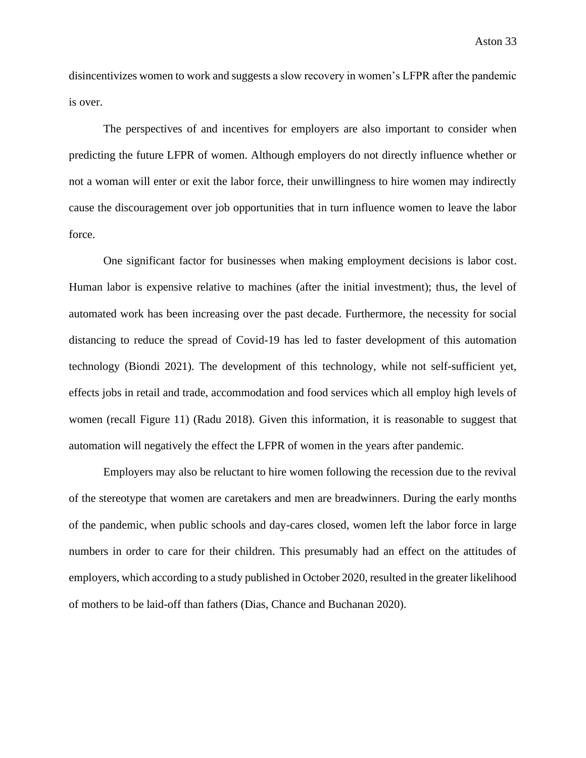disincentivizes women to work and suggests a slow recovery in women's LFPR after the pandemic is over.

The perspectives of and incentives for employers are also important to consider when predicting the future LFPR of women. Although employers do not directly influence whether or not a woman will enter or exit the labor force, their unwillingness to hire women may indirectly cause the discouragement over job opportunities that in turn influence women to leave the labor force.

One significant factor for businesses when making employment decisions is labor cost. Human labor is expensive relative to machines (after the initial investment); thus, the level of automated work has been increasing over the past decade. Furthermore, the necessity for social distancing to reduce the spread of Covid-19 has led to faster development of this automation technology (Biondi 2021). The development of this technology, while not self-sufficient yet, effects jobs in retail and trade, accommodation and food services which all employ high levels of women (recall Figure 11) (Radu 2018). Given this information, it is reasonable to suggest that automation will negatively the effect the LFPR of women in the years after pandemic.

Employers may also be reluctant to hire women following the recession due to the revival of the stereotype that women are caretakers and men are breadwinners. During the early months of the pandemic, when public schools and day-cares closed, women left the labor force in large numbers in order to care for their children. This presumably had an effect on the attitudes of employers, which according to a study published in October 2020, resulted in the greater likelihood of mothers to be laid-off than fathers (Dias, Chance and Buchanan 2020).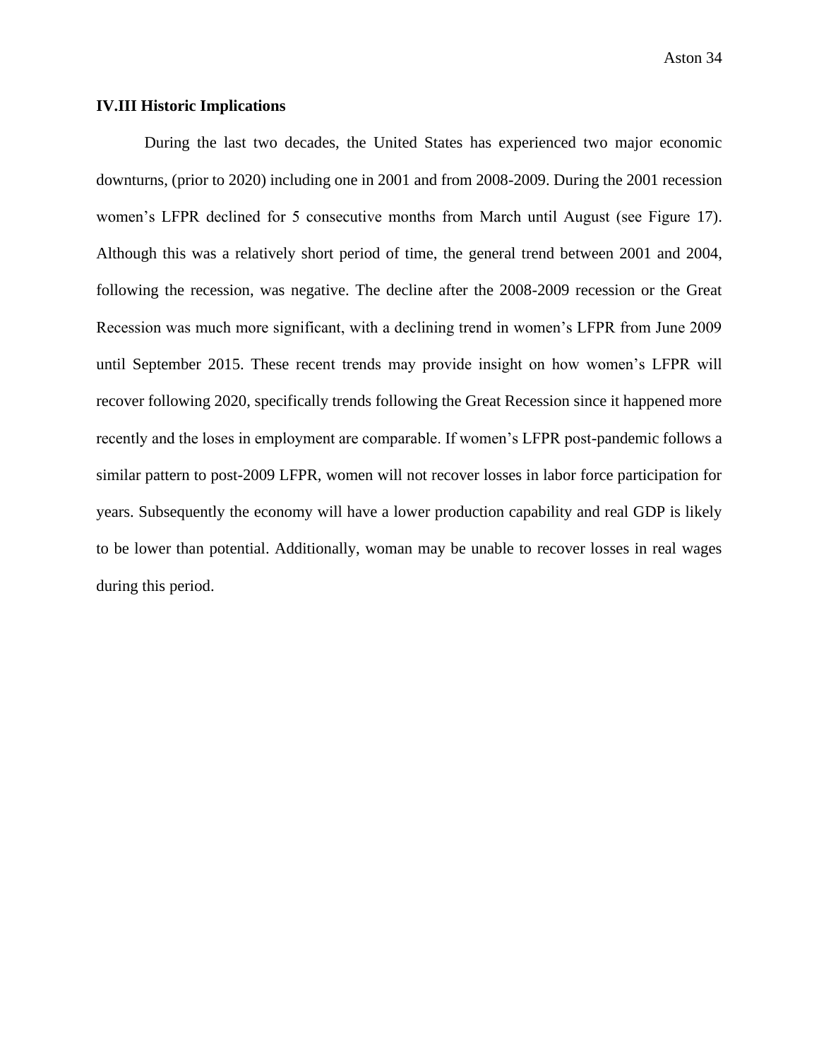### IV.III Historic Implications

During the last two decades, the United States has experienced two major economic downturns, (prior to 2020) including one in 2001 and from 2008-2009. During the 2001 recession women's LFPR declined for 5 consecutive months from March until August (see Figure 17). Although this was a relatively short period of time, the general trend between 2001 and 2004, following the recession, was negative. The decline after the 2008-2009 recession or the Great Recession was much more significant, with a declining trend in women's LFPR from June 2009 until September 2015. These recent trends may provide insight on how women's LFPR will recover following 2020, specifically trends following the Great Recession since it happened more recently and the loses in employment are comparable. If women's LFPR post-pandemic follows a similar pattern to post-2009 LFPR, women will not recover losses in labor force participation for years. Subsequently the economy will have a lower production capability and real GDP is likely to be lower than potential. Additionally, woman may be unable to recover losses in real wages during this period.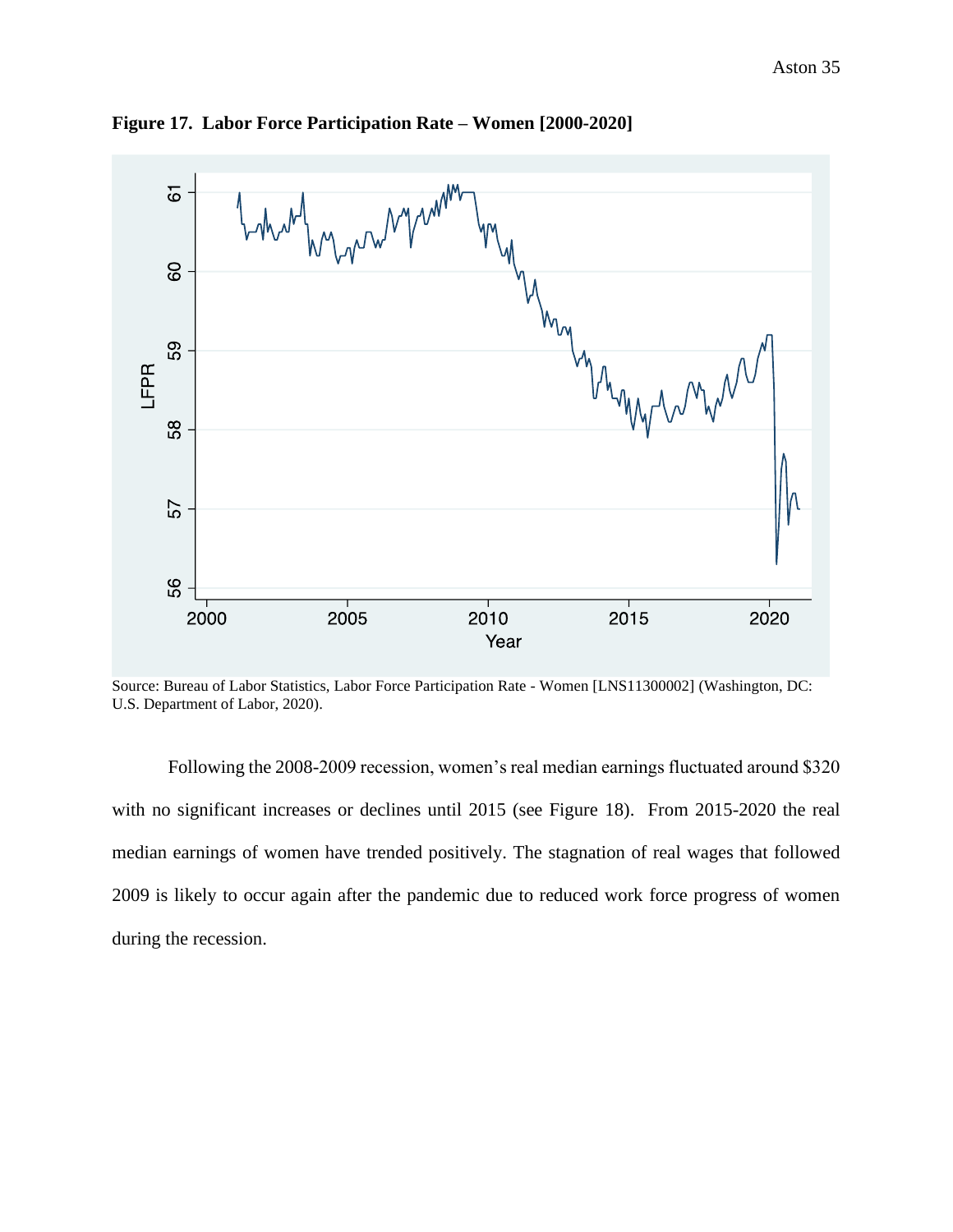**Figure 17. Labor Force Participation Rate – Women [2000-2020]**

Source: Bureau of Labor Statistics, Labor Force Participation Rate - Women [LNS11300002] (Washington, DC: U.S. Department of Labor, 2020).

Following the 2008-2009 recession, women's real median earnings fluctuated around $320 with no significant increases or declines until 2015 (see Figure 18). From 2015-2020 the real median earnings of women have trended positively. The stagnation of real wages that followed 2009 is likely to occur again after the pandemic due to reduced work force progress of women during the recession.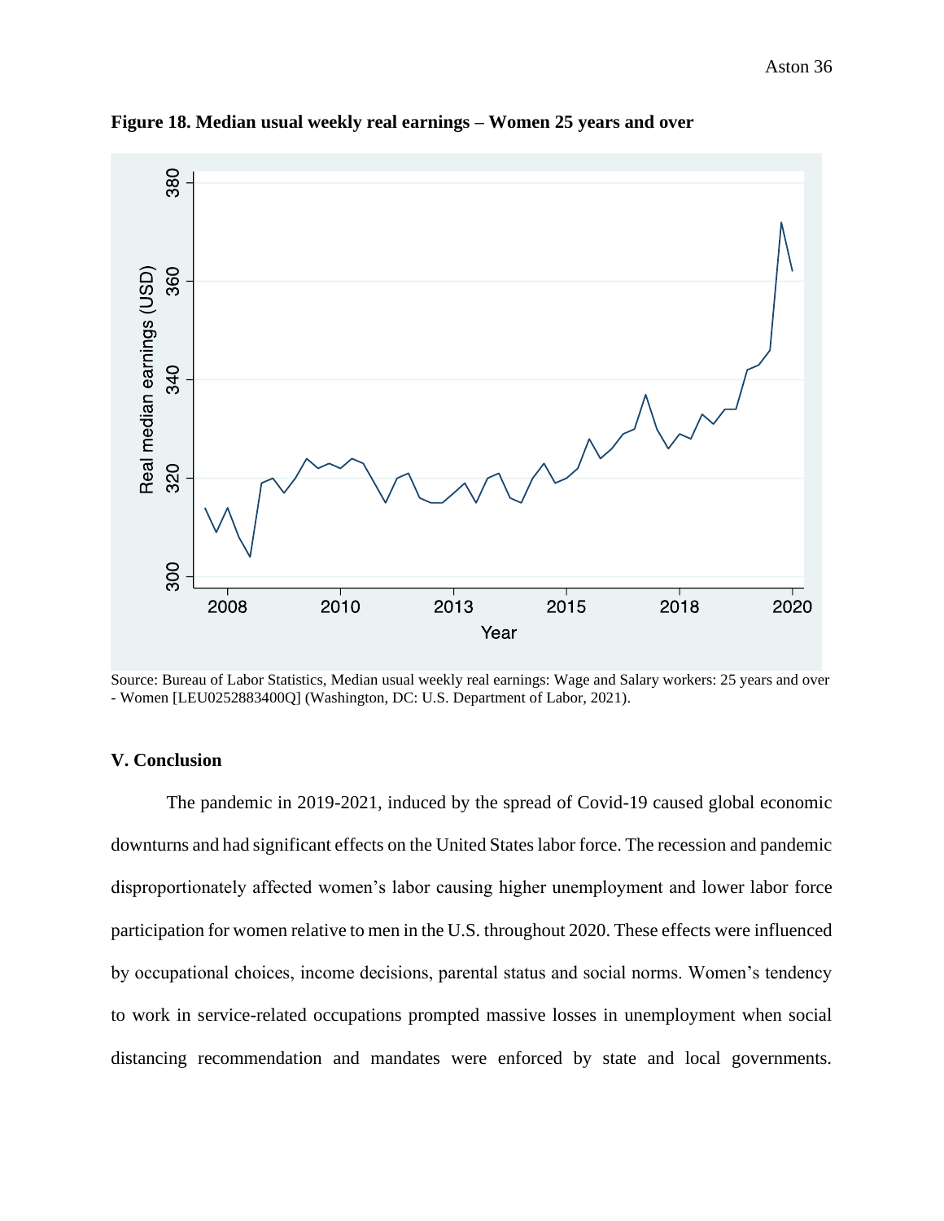**Figure 18. Median usual weekly real earnings – Women 25 years and over**

Source: Bureau of Labor Statistics, Median usual weekly real earnings: Wage and Salary workers: 25 years and over - Women [LEU0252883400Q] (Washington, DC: U.S. Department of Labor, 2021).

## V. Conclusion

The pandemic in 2019-2021, induced by the spread of Covid-19 caused global economic downturns and had significant effects on the United States labor force. The recession and pandemic disproportionately affected women's labor causing higher unemployment and lower labor force participation for women relative to men in the U.S. throughout 2020. These effects were influenced by occupational choices, income decisions, parental status and social norms. Women's tendency to work in service-related occupations prompted massive losses in unemployment when social distancing recommendation and mandates were enforced by state and local governments.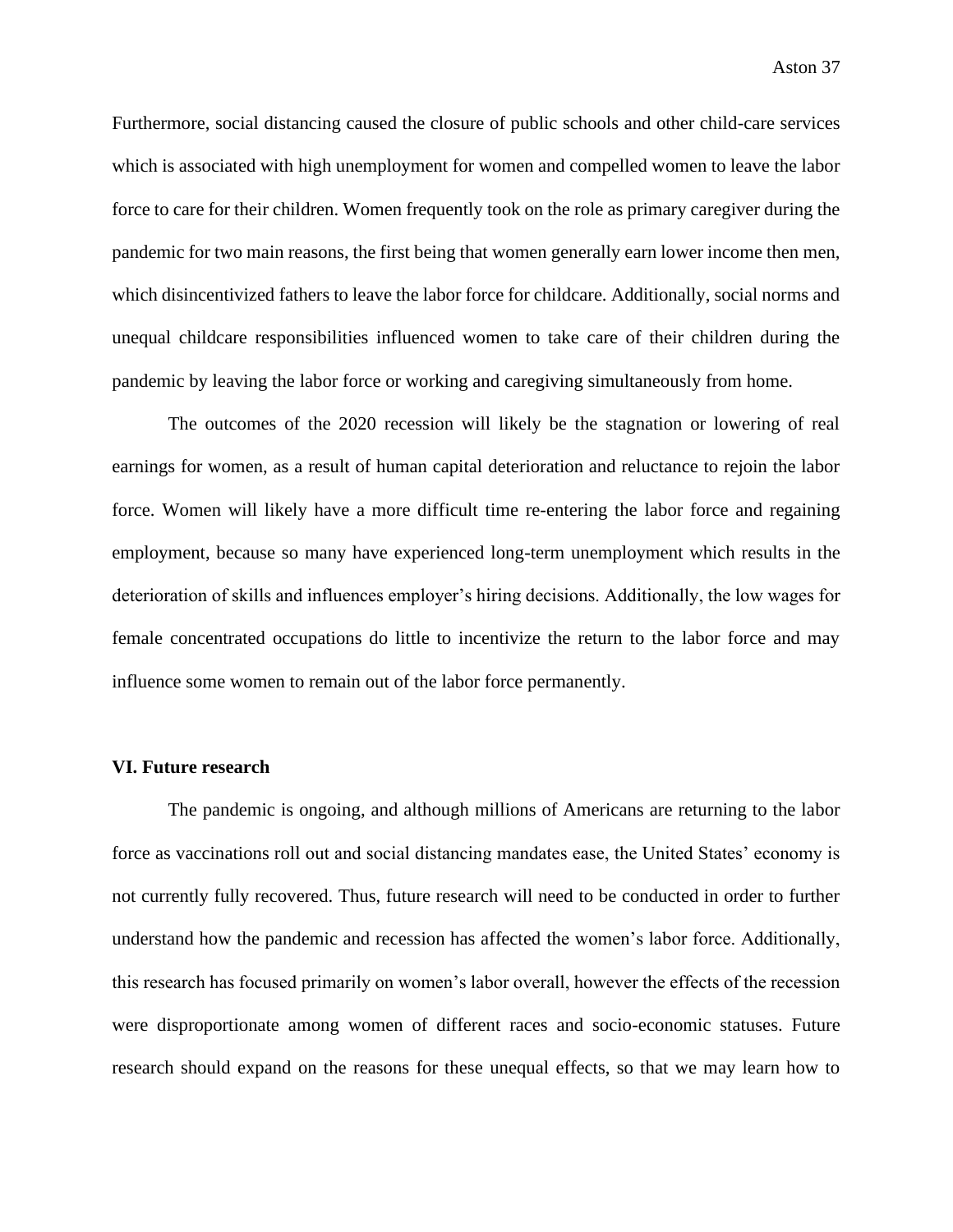Furthermore, social distancing caused the closure of public schools and other child-care services which is associated with high unemployment for women and compelled women to leave the labor force to care for their children. Women frequently took on the role as primary caregiver during the pandemic for two main reasons, the first being that women generally earn lower income then men, which disincentivized fathers to leave the labor force for childcare. Additionally, social norms and unequal childcare responsibilities influenced women to take care of their children during the pandemic by leaving the labor force or working and caregiving simultaneously from home.

The outcomes of the 2020 recession will likely be the stagnation or lowering of real earnings for women, as a result of human capital deterioration and reluctance to rejoin the labor force. Women will likely have a more difficult time re-entering the labor force and regaining employment, because so many have experienced long-term unemployment which results in the deterioration of skills and influences employer's hiring decisions. Additionally, the low wages for female concentrated occupations do little to incentivize the return to the labor force and may influence some women to remain out of the labor force permanently.

## VI. Future research

The pandemic is ongoing, and although millions of Americans are returning to the labor force as vaccinations roll out and social distancing mandates ease, the United States' economy is not currently fully recovered. Thus, future research will need to be conducted in order to further understand how the pandemic and recession has affected the women's labor force. Additionally, this research has focused primarily on women's labor overall, however the effects of the recession were disproportionate among women of different races and socio-economic statuses. Future research should expand on the reasons for these unequal effects, so that we may learn how to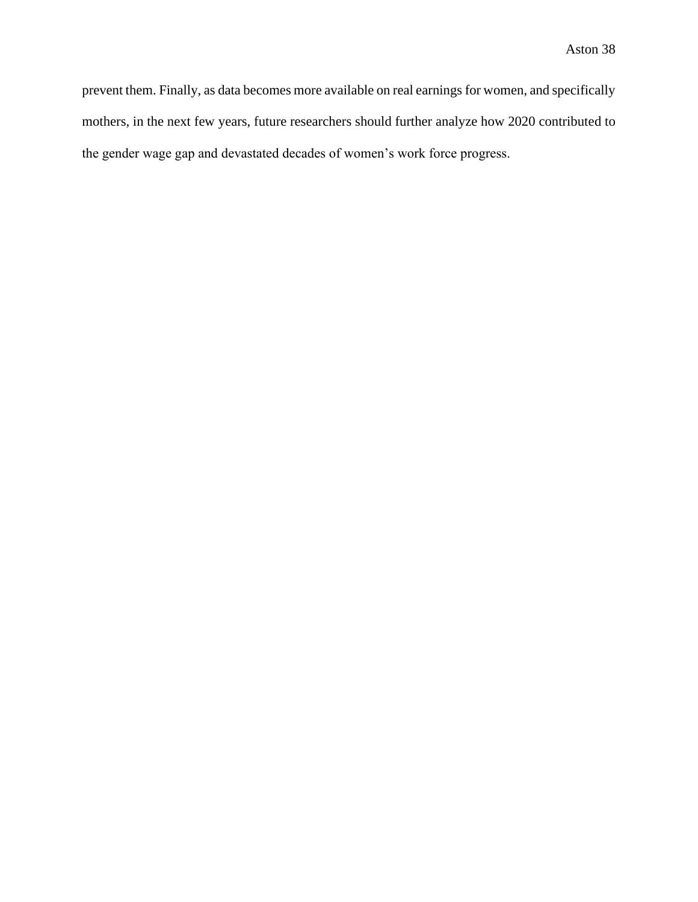prevent them. Finally, as data becomes more available on real earnings for women, and specifically mothers, in the next few years, future researchers should further analyze how 2020 contributed to the gender wage gap and devastated decades of women's work force progress.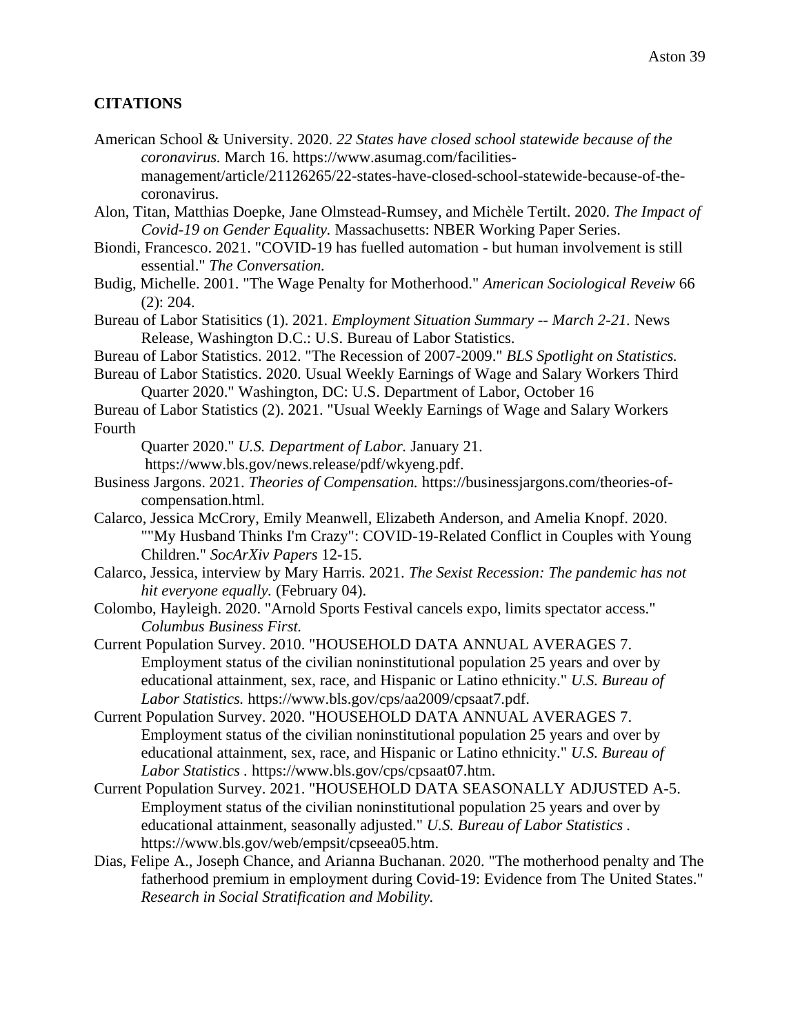**CITATIONS**

American School & University. 2020. *22 States have closed school statewide because of the coronavirus.* March 16. https://www.asumag.com/facilities-management/article/21126265/22-states-have-closed-school-statewide-because-of-the-coronavirus.

Alon, Titan, Matthias Doepke, Jane Olmstead-Rumsey, and Michèle Tertilt. 2020. *The Impact of Covid-19 on Gender Equality.* Massachusetts: NBER Working Paper Series.

Biondi, Francesco. 2021. "COVID-19 has fuelled automation - but human involvement is still essential." *The Conversation.*

Budig, Michelle. 2001. "The Wage Penalty for Motherhood." *American Sociological Reveiw* 66 (2): 204.

Bureau of Labor Statisitics (1). 2021. *Employment Situation Summary -- March 2-21.* News Release, Washington D.C.: U.S. Bureau of Labor Statistics.

Bureau of Labor Statistics. 2012. "The Recession of 2007-2009." *BLS Spotlight on Statistics.*

Bureau of Labor Statistics. 2020. Usual Weekly Earnings of Wage and Salary Workers Third Quarter 2020." Washington, DC: U.S. Department of Labor, October 16

Bureau of Labor Statistics (2). 2021. "Usual Weekly Earnings of Wage and Salary Workers Fourth Quarter 2020." *U.S. Department of Labor.* January 21. https://www.bls.gov/news.release/pdf/wkyeng.pdf.

Business Jargons. 2021. *Theories of Compensation.* https://businessjargons.com/theories-of-compensation.html.

Calarco, Jessica McCrory, Emily Meanwell, Elizabeth Anderson, and Amelia Knopf. 2020. ""My Husband Thinks I'm Crazy": COVID-19-Related Conflict in Couples with Young Children." *SocArXiv Papers* 12-15.

Calarco, Jessica, interview by Mary Harris. 2021. *The Sexist Recession: The pandemic has not hit everyone equally.* (February 04).

Colombo, Hayleigh. 2020. "Arnold Sports Festival cancels expo, limits spectator access." *Columbus Business First.*

Current Population Survey. 2010. "HOUSEHOLD DATA ANNUAL AVERAGES 7. Employment status of the civilian noninstitutional population 25 years and over by educational attainment, sex, race, and Hispanic or Latino ethnicity." *U.S. Bureau of Labor Statistics.* https://www.bls.gov/cps/aa2009/cpsaat7.pdf.

Current Population Survey. 2020. "HOUSEHOLD DATA ANNUAL AVERAGES 7. Employment status of the civilian noninstitutional population 25 years and over by educational attainment, sex, race, and Hispanic or Latino ethnicity." *U.S. Bureau of Labor Statistics* . https://www.bls.gov/cps/cpsaat07.htm.

Current Population Survey. 2021. "HOUSEHOLD DATA SEASONALLY ADJUSTED A-5. Employment status of the civilian noninstitutional population 25 years and over by educational attainment, seasonally adjusted." *U.S. Bureau of Labor Statistics* . https://www.bls.gov/web/empsit/cpseea05.htm.

Dias, Felipe A., Joseph Chance, and Arianna Buchanan. 2020. "The motherhood penalty and The fatherhood premium in employment during Covid-19: Evidence from The United States." *Research in Social Stratification and Mobility.*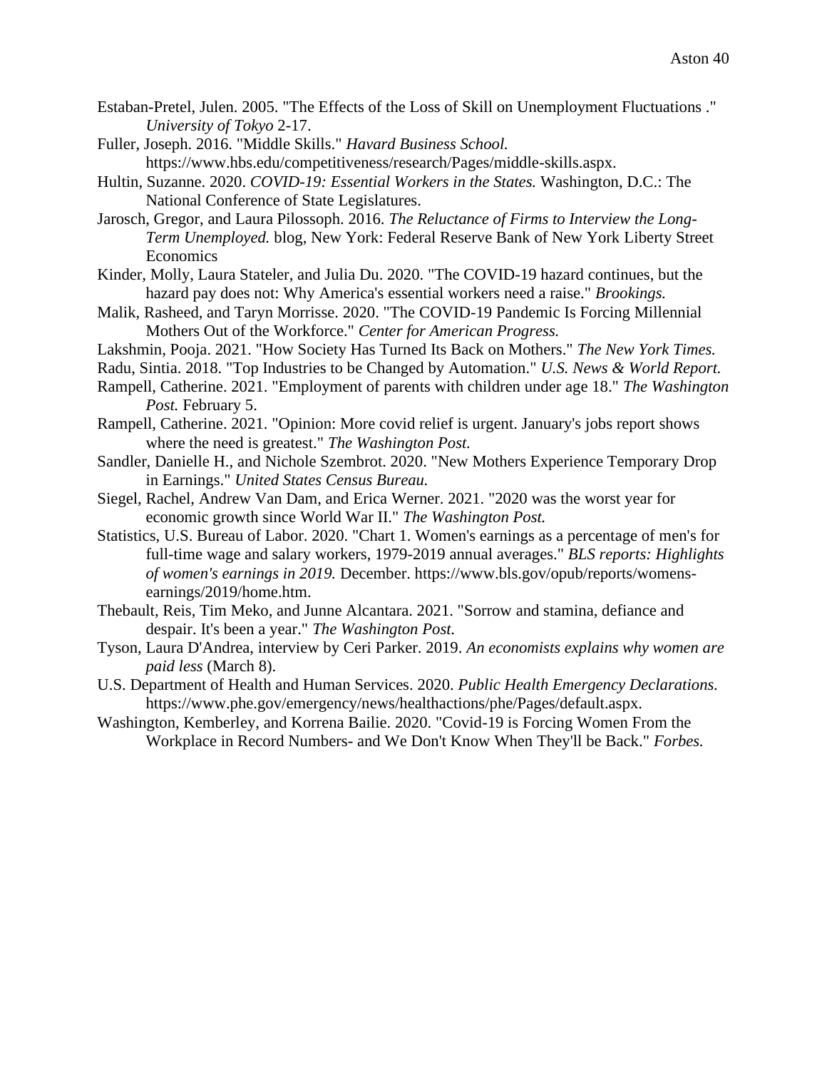Estaban-Pretel, Julen. 2005. "The Effects of the Loss of Skill on Unemployment Fluctuations ." *University of Tokyo* 2-17.

Fuller, Joseph. 2016. "Middle Skills." *Havard Business School.* https://www.hbs.edu/competitiveness/research/Pages/middle-skills.aspx.

Hultin, Suzanne. 2020. *COVID-19: Essential Workers in the States.* Washington, D.C.: The National Conference of State Legislatures.

Jarosch, Gregor, and Laura Pilossoph. 2016. *The Reluctance of Firms to Interview the Long-Term Unemployed.* blog, New York: Federal Reserve Bank of New York Liberty Street Economics

Kinder, Molly, Laura Stateler, and Julia Du. 2020. "The COVID-19 hazard continues, but the hazard pay does not: Why America's essential workers need a raise." *Brookings.*

Malik, Rasheed, and Taryn Morrisse. 2020. "The COVID-19 Pandemic Is Forcing Millennial Mothers Out of the Workforce." *Center for American Progress.*

Lakshmin, Pooja. 2021. "How Society Has Turned Its Back on Mothers." *The New York Times.*

Radu, Sintia. 2018. "Top Industries to be Changed by Automation." *U.S. News & World Report.*

Rampell, Catherine. 2021. "Employment of parents with children under age 18." *The Washington Post.* February 5.

Rampell, Catherine. 2021. "Opinion: More covid relief is urgent. January's jobs report shows where the need is greatest." *The Washington Post.*

Sandler, Danielle H., and Nichole Szembrot. 2020. "New Mothers Experience Temporary Drop in Earnings." *United States Census Bureau.*

Siegel, Rachel, Andrew Van Dam, and Erica Werner. 2021. "2020 was the worst year for economic growth since World War II." *The Washington Post.*

Statistics, U.S. Bureau of Labor. 2020. "Chart 1. Women's earnings as a percentage of men's for full-time wage and salary workers, 1979-2019 annual averages." *BLS reports: Highlights of women's earnings in 2019.* December. https://www.bls.gov/opub/reports/womens-earnings/2019/home.htm.

Thebault, Reis, Tim Meko, and Junne Alcantara. 2021. "Sorrow and stamina, defiance and despair. It's been a year." *The Washington Post.*

Tyson, Laura D'Andrea, interview by Ceri Parker. 2019. *An economists explains why women are paid less* (March 8).

U.S. Department of Health and Human Services. 2020. *Public Health Emergency Declarations.* https://www.phe.gov/emergency/news/healthactions/phe/Pages/default.aspx.

Washington, Kemberley, and Korrena Bailie. 2020. "Covid-19 is Forcing Women From the Workplace in Record Numbers- and We Don't Know When They'll be Back." *Forbes.*